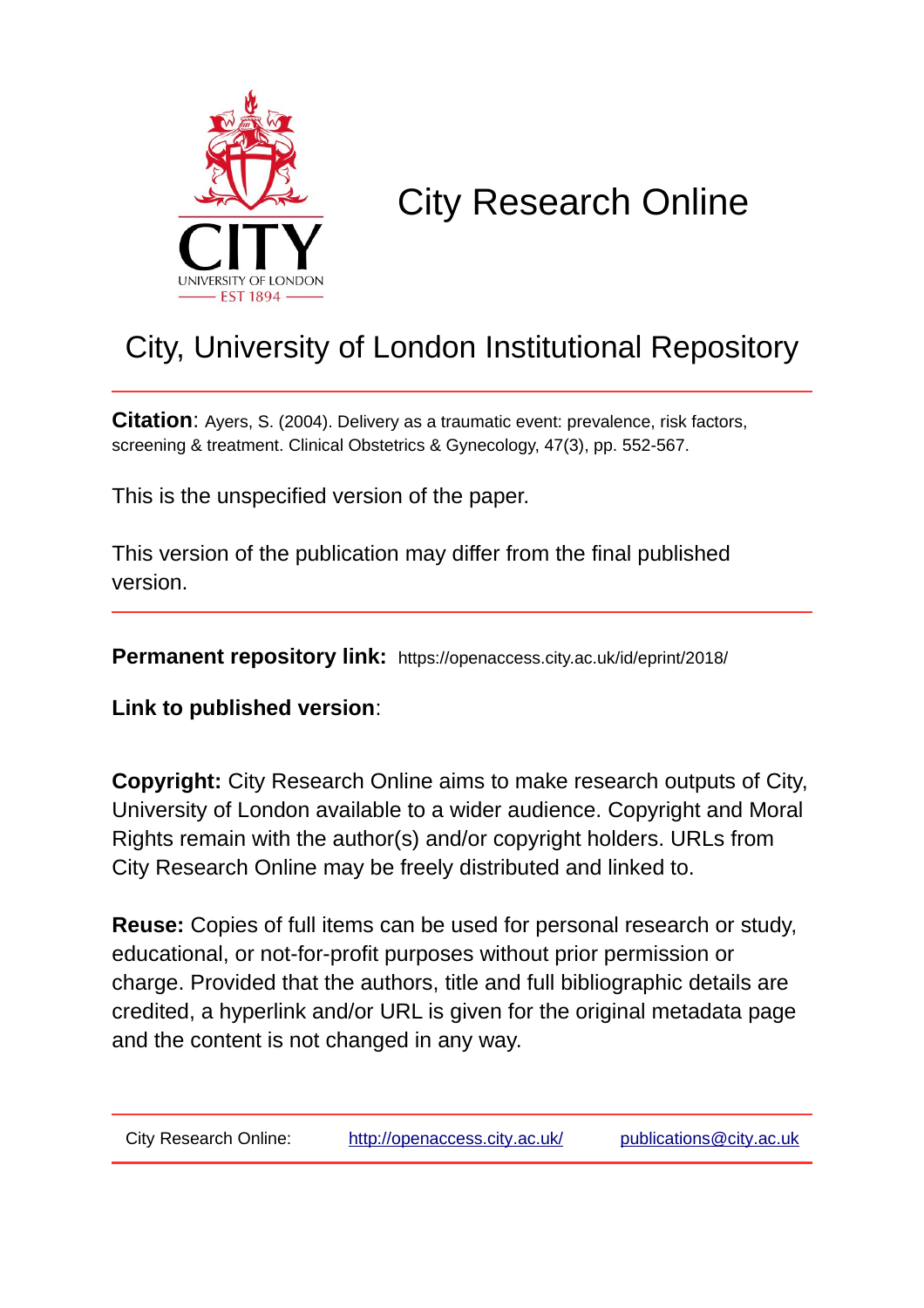# City Research Online

## City, University of London Institutional Repository

**Citation**: Ayers, S. (2004). Delivery as a traumatic event: prevalence, risk factors, screening & treatment. Clinical Obstetrics & Gynecology, 47(3), pp. 552-567.

This is the unspecified version of the paper.

This version of the publication may differ from the final published version.

**Permanent repository link:** https://openaccess.city.ac.uk/id/eprint/2018/

**Link to published version**:

**Copyright:** City Research Online aims to make research outputs of City, University of London available to a wider audience. Copyright and Moral Rights remain with the author(s) and/or copyright holders. URLs from City Research Online may be freely distributed and linked to.

**Reuse:** Copies of full items can be used for personal research or study, educational, or not-for-profit purposes without prior permission or charge. Provided that the authors, title and full bibliographic details are credited, a hyperlink and/or URL is given for the original metadata page and the content is not changed in any way.

City Research Online: http://openaccess.city.ac.uk/ publications@city.ac.uk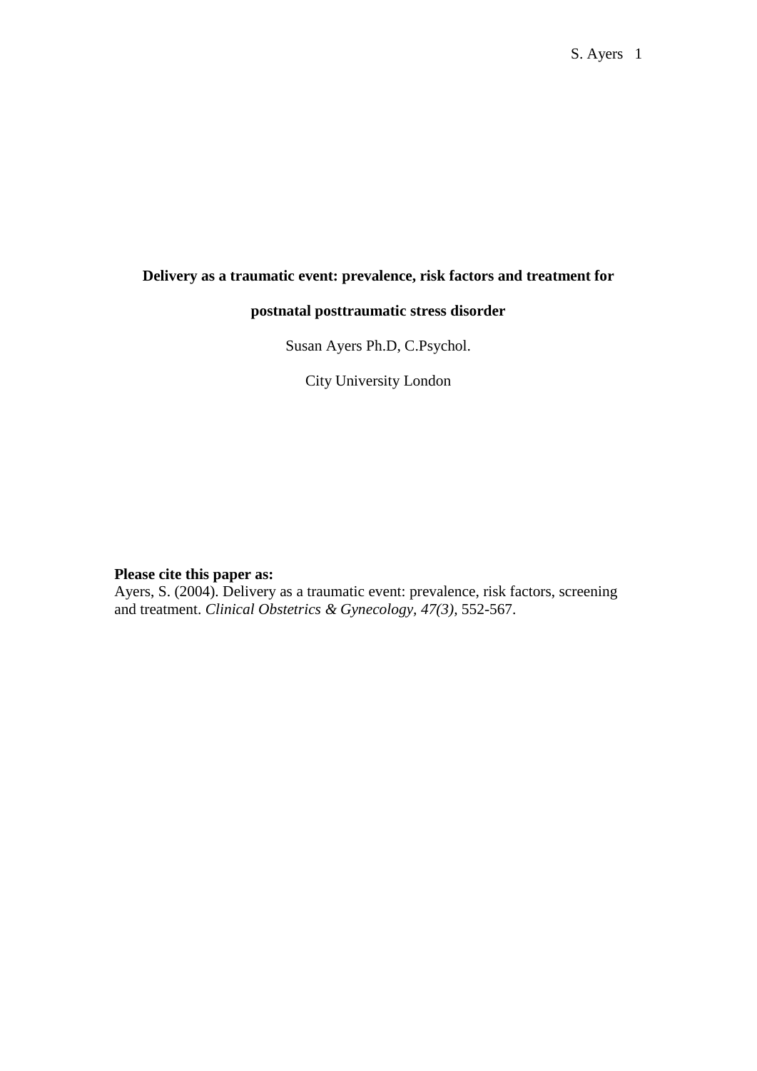**Delivery as a traumatic event: prevalence, risk factors and treatment for postnatal posttraumatic stress disorder**

Susan Ayers Ph.D, C.Psychol.

City University London

**Please cite this paper as:**
Ayers, S. (2004). Delivery as a traumatic event: prevalence, risk factors, screening and treatment. *Clinical Obstetrics & Gynecology, 47(3),* 552-567.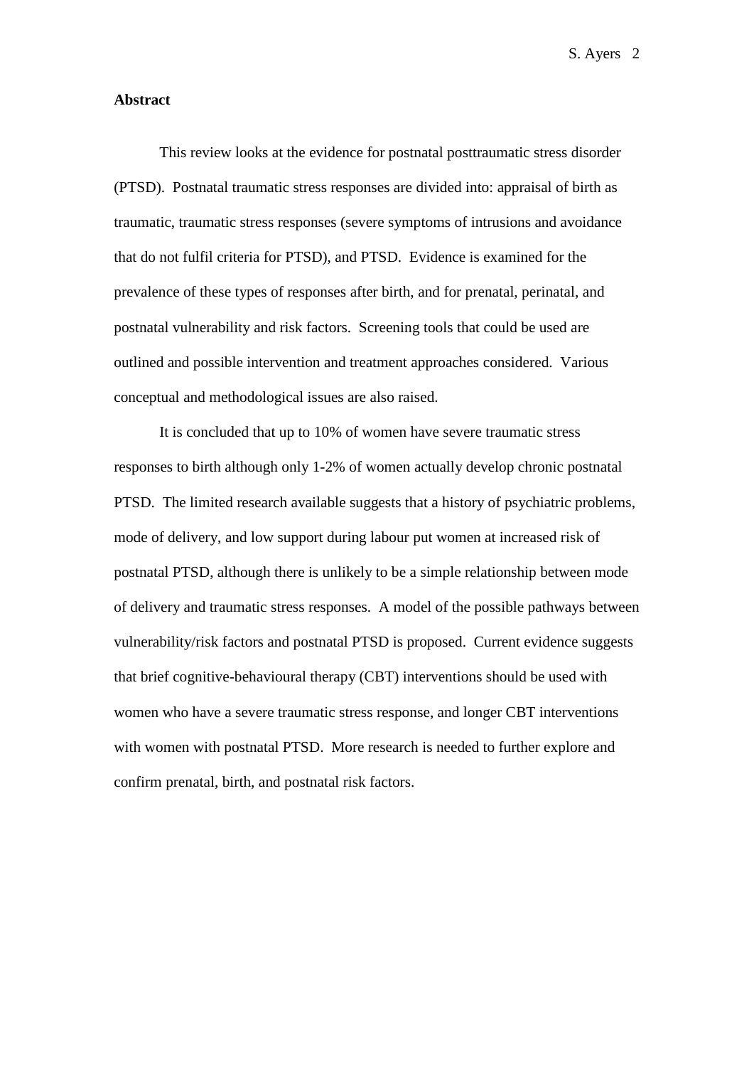**Abstract**

This review looks at the evidence for postnatal posttraumatic stress disorder (PTSD). Postnatal traumatic stress responses are divided into: appraisal of birth as traumatic, traumatic stress responses (severe symptoms of intrusions and avoidance that do not fulfil criteria for PTSD), and PTSD. Evidence is examined for the prevalence of these types of responses after birth, and for prenatal, perinatal, and postnatal vulnerability and risk factors. Screening tools that could be used are outlined and possible intervention and treatment approaches considered. Various conceptual and methodological issues are also raised.

It is concluded that up to 10% of women have severe traumatic stress responses to birth although only 1-2% of women actually develop chronic postnatal PTSD. The limited research available suggests that a history of psychiatric problems, mode of delivery, and low support during labour put women at increased risk of postnatal PTSD, although there is unlikely to be a simple relationship between mode of delivery and traumatic stress responses. A model of the possible pathways between vulnerability/risk factors and postnatal PTSD is proposed. Current evidence suggests that brief cognitive-behavioural therapy (CBT) interventions should be used with women who have a severe traumatic stress response, and longer CBT interventions with women with postnatal PTSD. More research is needed to further explore and confirm prenatal, birth, and postnatal risk factors.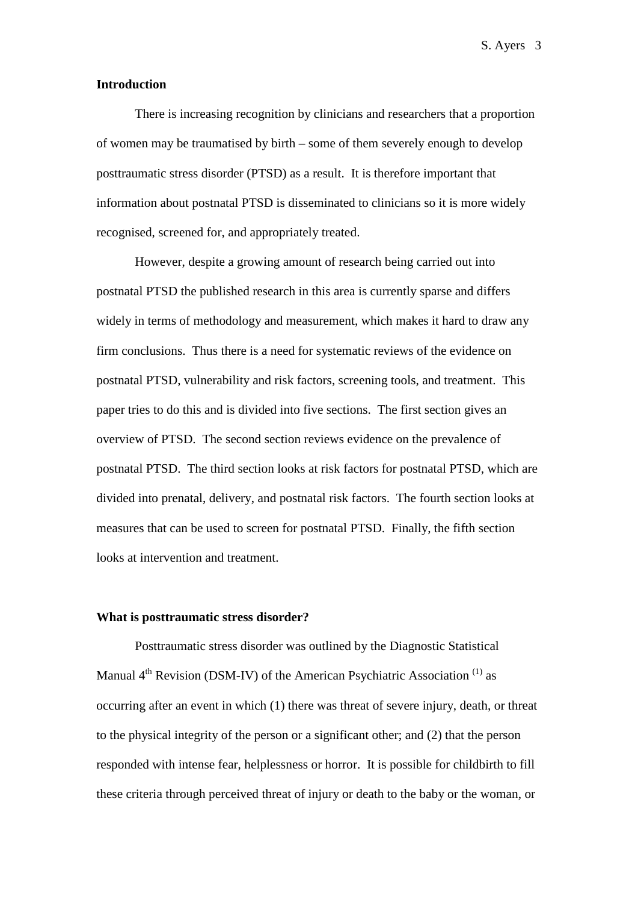## Introduction

There is increasing recognition by clinicians and researchers that a proportion of women may be traumatised by birth – some of them severely enough to develop posttraumatic stress disorder (PTSD) as a result. It is therefore important that information about postnatal PTSD is disseminated to clinicians so it is more widely recognised, screened for, and appropriately treated.

However, despite a growing amount of research being carried out into postnatal PTSD the published research in this area is currently sparse and differs widely in terms of methodology and measurement, which makes it hard to draw any firm conclusions. Thus there is a need for systematic reviews of the evidence on postnatal PTSD, vulnerability and risk factors, screening tools, and treatment. This paper tries to do this and is divided into five sections. The first section gives an overview of PTSD. The second section reviews evidence on the prevalence of postnatal PTSD. The third section looks at risk factors for postnatal PTSD, which are divided into prenatal, delivery, and postnatal risk factors. The fourth section looks at measures that can be used to screen for postnatal PTSD. Finally, the fifth section looks at intervention and treatment.

## What is posttraumatic stress disorder?

Posttraumatic stress disorder was outlined by the Diagnostic Statistical Manual 4th Revision (DSM-IV) of the American Psychiatric Association [(1)] as occurring after an event in which (1) there was threat of severe injury, death, or threat to the physical integrity of the person or a significant other; and (2) that the person responded with intense fear, helplessness or horror. It is possible for childbirth to fill these criteria through perceived threat of injury or death to the baby or the woman, or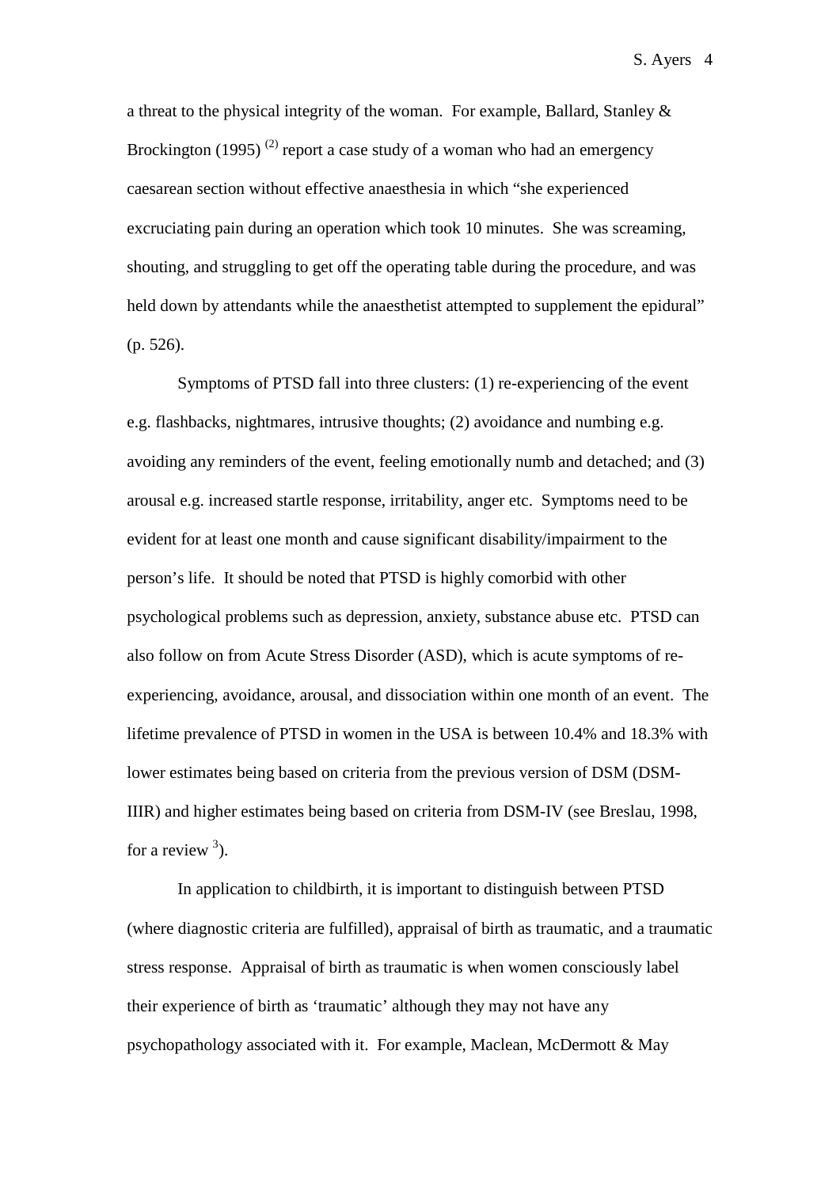a threat to the physical integrity of the woman. For example, Ballard, Stanley & Brockington (1995) [(2)] report a case study of a woman who had an emergency caesarean section without effective anaesthesia in which "she experienced excruciating pain during an operation which took 10 minutes. She was screaming, shouting, and struggling to get off the operating table during the procedure, and was held down by attendants while the anaesthetist attempted to supplement the epidural" (p. 526).

Symptoms of PTSD fall into three clusters: (1) re-experiencing of the event e.g. flashbacks, nightmares, intrusive thoughts; (2) avoidance and numbing e.g. avoiding any reminders of the event, feeling emotionally numb and detached; and (3) arousal e.g. increased startle response, irritability, anger etc. Symptoms need to be evident for at least one month and cause significant disability/impairment to the person's life. It should be noted that PTSD is highly comorbid with other psychological problems such as depression, anxiety, substance abuse etc. PTSD can also follow on from Acute Stress Disorder (ASD), which is acute symptoms of re-experiencing, avoidance, arousal, and dissociation within one month of an event. The lifetime prevalence of PTSD in women in the USA is between 10.4% and 18.3% with lower estimates being based on criteria from the previous version of DSM (DSM-IIIR) and higher estimates being based on criteria from DSM-IV (see Breslau, 1998, for a review [3]).

In application to childbirth, it is important to distinguish between PTSD (where diagnostic criteria are fulfilled), appraisal of birth as traumatic, and a traumatic stress response. Appraisal of birth as traumatic is when women consciously label their experience of birth as 'traumatic' although they may not have any psychopathology associated with it. For example, Maclean, McDermott & May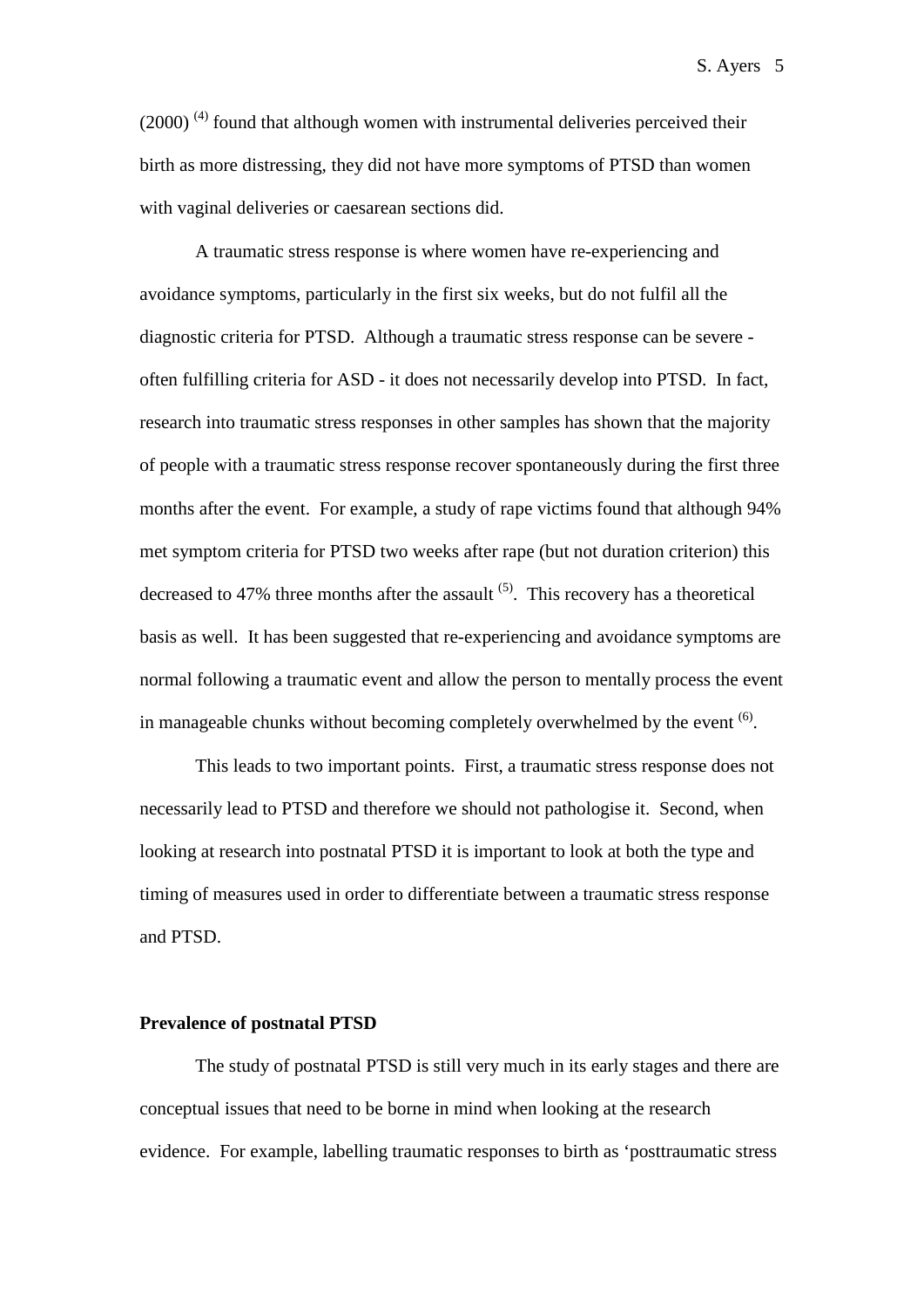(2000) [4] found that although women with instrumental deliveries perceived their birth as more distressing, they did not have more symptoms of PTSD than women with vaginal deliveries or caesarean sections did.

A traumatic stress response is where women have re-experiencing and avoidance symptoms, particularly in the first six weeks, but do not fulfil all the diagnostic criteria for PTSD. Although a traumatic stress response can be severe - often fulfilling criteria for ASD - it does not necessarily develop into PTSD. In fact, research into traumatic stress responses in other samples has shown that the majority of people with a traumatic stress response recover spontaneously during the first three months after the event. For example, a study of rape victims found that although 94% met symptom criteria for PTSD two weeks after rape (but not duration criterion) this decreased to 47% three months after the assault [5]. This recovery has a theoretical basis as well. It has been suggested that re-experiencing and avoidance symptoms are normal following a traumatic event and allow the person to mentally process the event in manageable chunks without becoming completely overwhelmed by the event [6].

This leads to two important points. First, a traumatic stress response does not necessarily lead to PTSD and therefore we should not pathologise it. Second, when looking at research into postnatal PTSD it is important to look at both the type and timing of measures used in order to differentiate between a traumatic stress response and PTSD.

**Prevalence of postnatal PTSD**

The study of postnatal PTSD is still very much in its early stages and there are conceptual issues that need to be borne in mind when looking at the research evidence. For example, labelling traumatic responses to birth as 'posttraumatic stress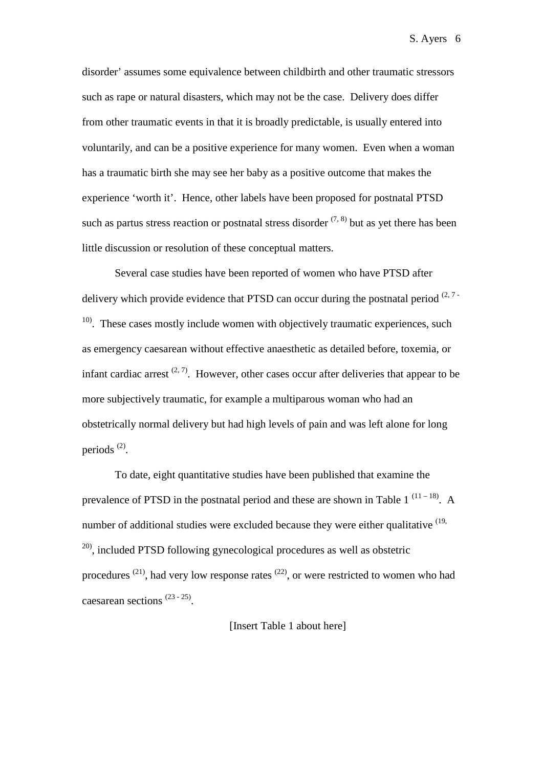disorder' assumes some equivalence between childbirth and other traumatic stressors such as rape or natural disasters, which may not be the case. Delivery does differ from other traumatic events in that it is broadly predictable, is usually entered into voluntarily, and can be a positive experience for many women. Even when a woman has a traumatic birth she may see her baby as a positive outcome that makes the experience 'worth it'. Hence, other labels have been proposed for postnatal PTSD such as partus stress reaction or postnatal stress disorder [7, 8] but as yet there has been little discussion or resolution of these conceptual matters.

Several case studies have been reported of women who have PTSD after delivery which provide evidence that PTSD can occur during the postnatal period [2, 7 - 10]. These cases mostly include women with objectively traumatic experiences, such as emergency caesarean without effective anaesthetic as detailed before, toxemia, or infant cardiac arrest [2, 7]. However, other cases occur after deliveries that appear to be more subjectively traumatic, for example a multiparous woman who had an obstetrically normal delivery but had high levels of pain and was left alone for long periods [2].

To date, eight quantitative studies have been published that examine the prevalence of PTSD in the postnatal period and these are shown in Table 1 [11 – 18]. A number of additional studies were excluded because they were either qualitative [19, 20], included PTSD following gynecological procedures as well as obstetric procedures [21], had very low response rates [22], or were restricted to women who had caesarean sections [23 - 25].

[Insert Table 1 about here]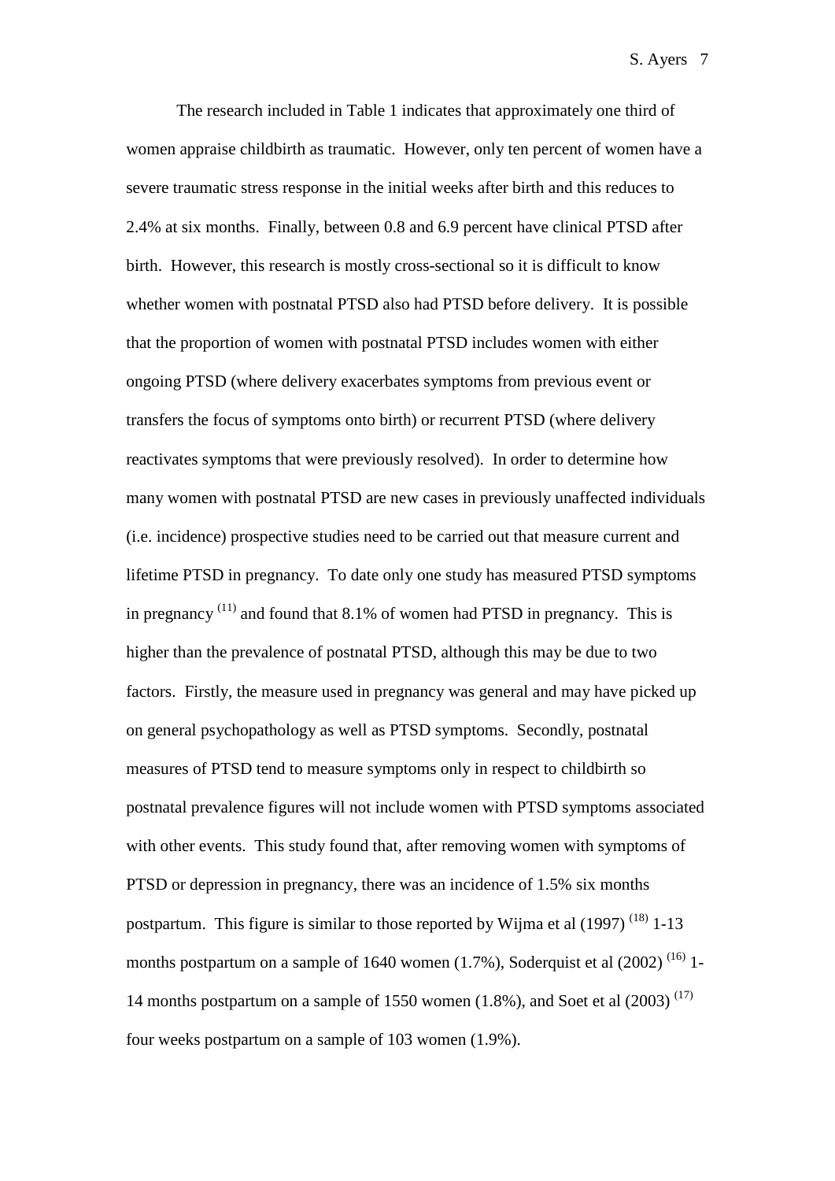The research included in Table 1 indicates that approximately one third of women appraise childbirth as traumatic. However, only ten percent of women have a severe traumatic stress response in the initial weeks after birth and this reduces to 2.4% at six months. Finally, between 0.8 and 6.9 percent have clinical PTSD after birth. However, this research is mostly cross-sectional so it is difficult to know whether women with postnatal PTSD also had PTSD before delivery. It is possible that the proportion of women with postnatal PTSD includes women with either ongoing PTSD (where delivery exacerbates symptoms from previous event or transfers the focus of symptoms onto birth) or recurrent PTSD (where delivery reactivates symptoms that were previously resolved). In order to determine how many women with postnatal PTSD are new cases in previously unaffected individuals (i.e. incidence) prospective studies need to be carried out that measure current and lifetime PTSD in pregnancy. To date only one study has measured PTSD symptoms in pregnancy [11] and found that 8.1% of women had PTSD in pregnancy. This is higher than the prevalence of postnatal PTSD, although this may be due to two factors. Firstly, the measure used in pregnancy was general and may have picked up on general psychopathology as well as PTSD symptoms. Secondly, postnatal measures of PTSD tend to measure symptoms only in respect to childbirth so postnatal prevalence figures will not include women with PTSD symptoms associated with other events. This study found that, after removing women with symptoms of PTSD or depression in pregnancy, there was an incidence of 1.5% six months postpartum. This figure is similar to those reported by Wijma et al (1997) [18] 1-13 months postpartum on a sample of 1640 women (1.7%), Soderquist et al (2002) [16] 1-14 months postpartum on a sample of 1550 women (1.8%), and Soet et al (2003) [17] four weeks postpartum on a sample of 103 women (1.9%).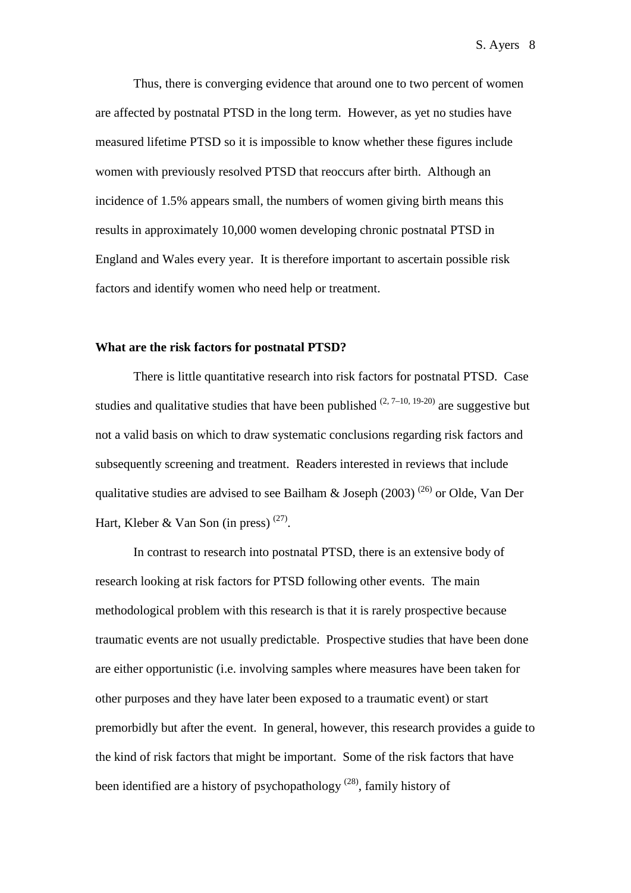Thus, there is converging evidence that around one to two percent of women are affected by postnatal PTSD in the long term. However, as yet no studies have measured lifetime PTSD so it is impossible to know whether these figures include women with previously resolved PTSD that reoccurs after birth. Although an incidence of 1.5% appears small, the numbers of women giving birth means this results in approximately 10,000 women developing chronic postnatal PTSD in England and Wales every year. It is therefore important to ascertain possible risk factors and identify women who need help or treatment.

**What are the risk factors for postnatal PTSD?**

There is little quantitative research into risk factors for postnatal PTSD. Case studies and qualitative studies that have been published [(2, 7–10, 19-20)] are suggestive but not a valid basis on which to draw systematic conclusions regarding risk factors and subsequently screening and treatment. Readers interested in reviews that include qualitative studies are advised to see Bailham & Joseph (2003) [(26)] or Olde, Van Der Hart, Kleber & Van Son (in press) [(27)].

In contrast to research into postnatal PTSD, there is an extensive body of research looking at risk factors for PTSD following other events. The main methodological problem with this research is that it is rarely prospective because traumatic events are not usually predictable. Prospective studies that have been done are either opportunistic (i.e. involving samples where measures have been taken for other purposes and they have later been exposed to a traumatic event) or start premorbidly but after the event. In general, however, this research provides a guide to the kind of risk factors that might be important. Some of the risk factors that have been identified are a history of psychopathology [(28)], family history of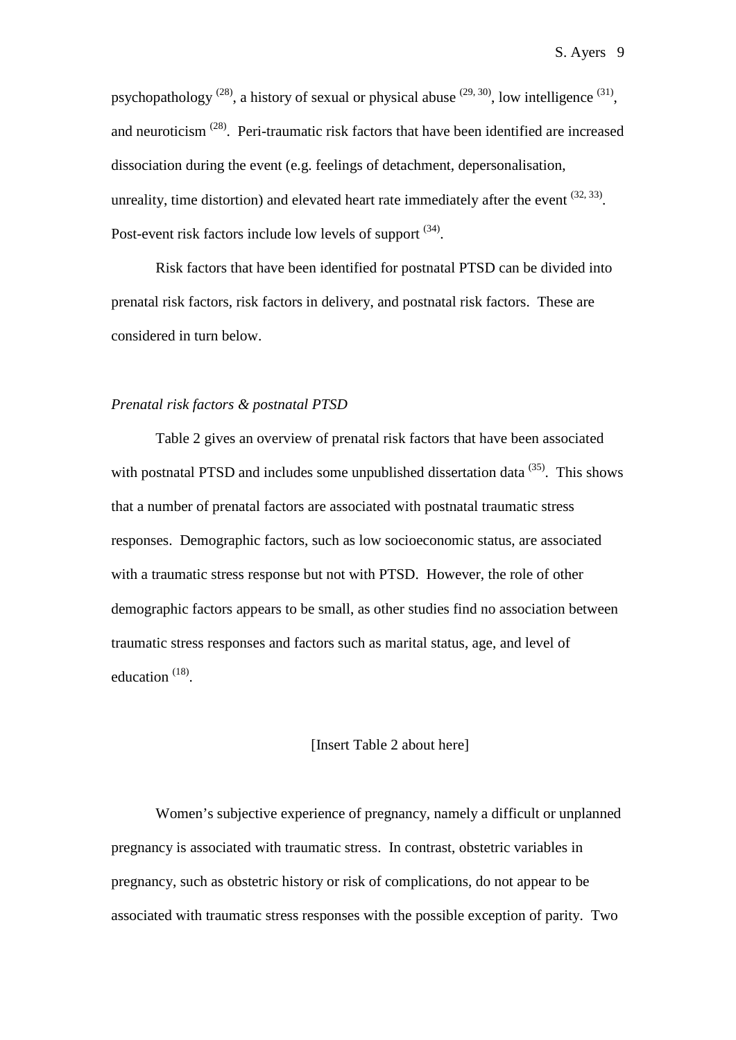psychopathology [28], a history of sexual or physical abuse [29, 30], low intelligence [31], and neuroticism [28]. Peri-traumatic risk factors that have been identified are increased dissociation during the event (e.g. feelings of detachment, depersonalisation, unreality, time distortion) and elevated heart rate immediately after the event [32, 33]. Post-event risk factors include low levels of support [34].

Risk factors that have been identified for postnatal PTSD can be divided into prenatal risk factors, risk factors in delivery, and postnatal risk factors. These are considered in turn below.

*Prenatal risk factors & postnatal PTSD*

Table 2 gives an overview of prenatal risk factors that have been associated with postnatal PTSD and includes some unpublished dissertation data [35]. This shows that a number of prenatal factors are associated with postnatal traumatic stress responses. Demographic factors, such as low socioeconomic status, are associated with a traumatic stress response but not with PTSD. However, the role of other demographic factors appears to be small, as other studies find no association between traumatic stress responses and factors such as marital status, age, and level of education [18].

[Insert Table 2 about here]

Women's subjective experience of pregnancy, namely a difficult or unplanned pregnancy is associated with traumatic stress. In contrast, obstetric variables in pregnancy, such as obstetric history or risk of complications, do not appear to be associated with traumatic stress responses with the possible exception of parity. Two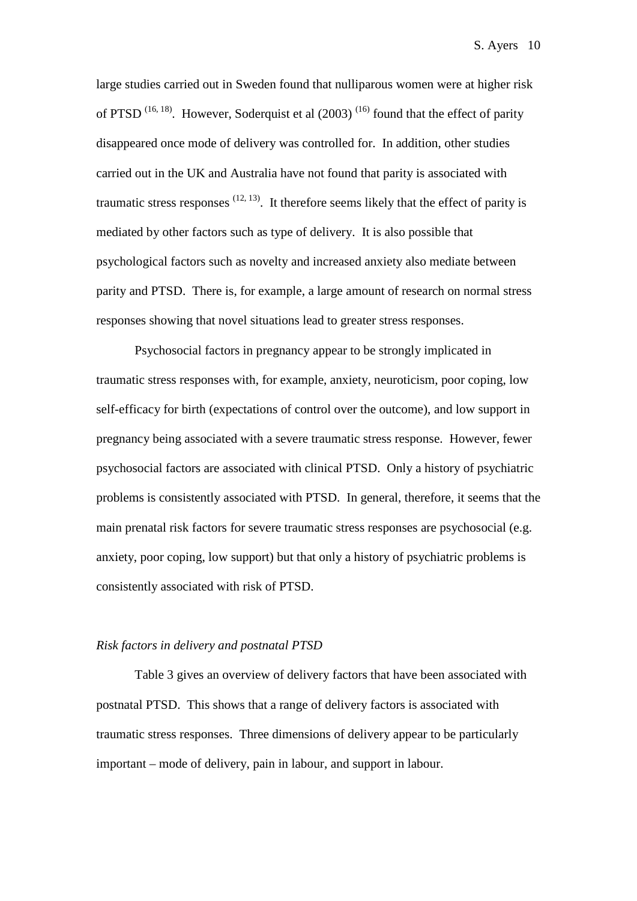large studies carried out in Sweden found that nulliparous women were at higher risk of PTSD [16, 18]. However, Soderquist et al (2003) [16] found that the effect of parity disappeared once mode of delivery was controlled for. In addition, other studies carried out in the UK and Australia have not found that parity is associated with traumatic stress responses [12, 13]. It therefore seems likely that the effect of parity is mediated by other factors such as type of delivery. It is also possible that psychological factors such as novelty and increased anxiety also mediate between parity and PTSD. There is, for example, a large amount of research on normal stress responses showing that novel situations lead to greater stress responses.

Psychosocial factors in pregnancy appear to be strongly implicated in traumatic stress responses with, for example, anxiety, neuroticism, poor coping, low self-efficacy for birth (expectations of control over the outcome), and low support in pregnancy being associated with a severe traumatic stress response. However, fewer psychosocial factors are associated with clinical PTSD. Only a history of psychiatric problems is consistently associated with PTSD. In general, therefore, it seems that the main prenatal risk factors for severe traumatic stress responses are psychosocial (e.g. anxiety, poor coping, low support) but that only a history of psychiatric problems is consistently associated with risk of PTSD.

### *Risk factors in delivery and postnatal PTSD*

Table 3 gives an overview of delivery factors that have been associated with postnatal PTSD. This shows that a range of delivery factors is associated with traumatic stress responses. Three dimensions of delivery appear to be particularly important – mode of delivery, pain in labour, and support in labour.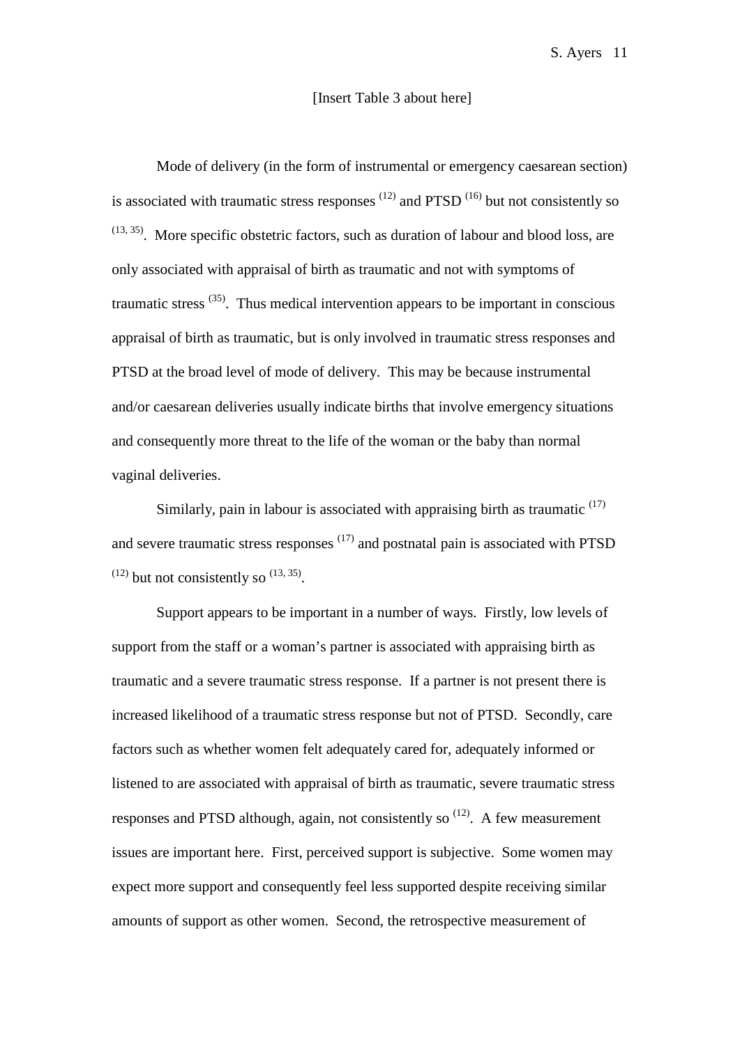[Insert Table 3 about here]

Mode of delivery (in the form of instrumental or emergency caesarean section) is associated with traumatic stress responses [12] and PTSD [16] but not consistently so [13, 35]. More specific obstetric factors, such as duration of labour and blood loss, are only associated with appraisal of birth as traumatic and not with symptoms of traumatic stress [35]. Thus medical intervention appears to be important in conscious appraisal of birth as traumatic, but is only involved in traumatic stress responses and PTSD at the broad level of mode of delivery. This may be because instrumental and/or caesarean deliveries usually indicate births that involve emergency situations and consequently more threat to the life of the woman or the baby than normal vaginal deliveries.

Similarly, pain in labour is associated with appraising birth as traumatic [17] and severe traumatic stress responses [17] and postnatal pain is associated with PTSD [12] but not consistently so [13, 35].

Support appears to be important in a number of ways. Firstly, low levels of support from the staff or a woman's partner is associated with appraising birth as traumatic and a severe traumatic stress response. If a partner is not present there is increased likelihood of a traumatic stress response but not of PTSD. Secondly, care factors such as whether women felt adequately cared for, adequately informed or listened to are associated with appraisal of birth as traumatic, severe traumatic stress responses and PTSD although, again, not consistently so [12]. A few measurement issues are important here. First, perceived support is subjective. Some women may expect more support and consequently feel less supported despite receiving similar amounts of support as other women. Second, the retrospective measurement of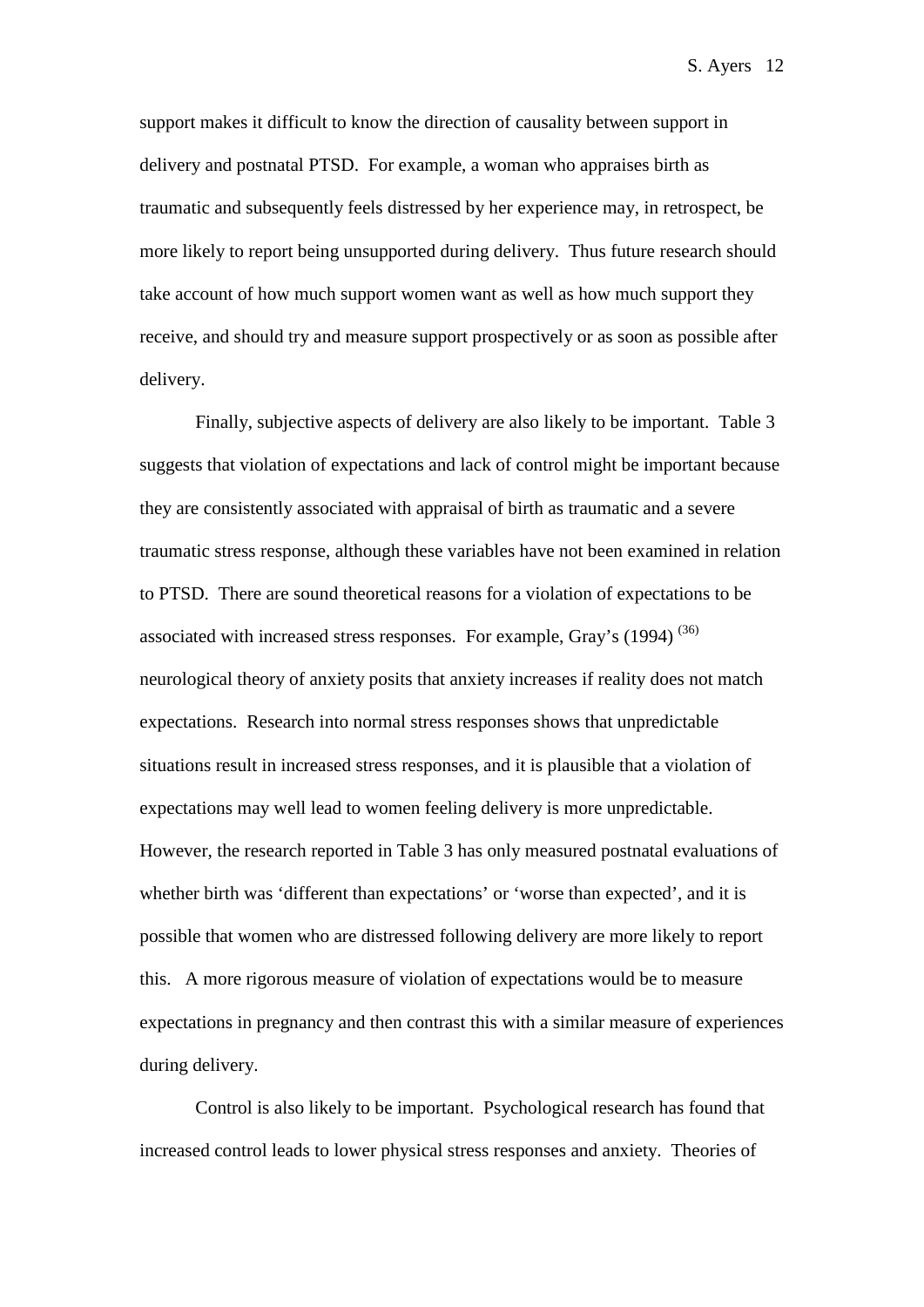support makes it difficult to know the direction of causality between support in delivery and postnatal PTSD. For example, a woman who appraises birth as traumatic and subsequently feels distressed by her experience may, in retrospect, be more likely to report being unsupported during delivery. Thus future research should take account of how much support women want as well as how much support they receive, and should try and measure support prospectively or as soon as possible after delivery.

Finally, subjective aspects of delivery are also likely to be important. Table 3 suggests that violation of expectations and lack of control might be important because they are consistently associated with appraisal of birth as traumatic and a severe traumatic stress response, although these variables have not been examined in relation to PTSD. There are sound theoretical reasons for a violation of expectations to be associated with increased stress responses. For example, Gray's (1994) [36] neurological theory of anxiety posits that anxiety increases if reality does not match expectations. Research into normal stress responses shows that unpredictable situations result in increased stress responses, and it is plausible that a violation of expectations may well lead to women feeling delivery is more unpredictable. However, the research reported in Table 3 has only measured postnatal evaluations of whether birth was 'different than expectations' or 'worse than expected', and it is possible that women who are distressed following delivery are more likely to report this. A more rigorous measure of violation of expectations would be to measure expectations in pregnancy and then contrast this with a similar measure of experiences during delivery.

Control is also likely to be important. Psychological research has found that increased control leads to lower physical stress responses and anxiety. Theories of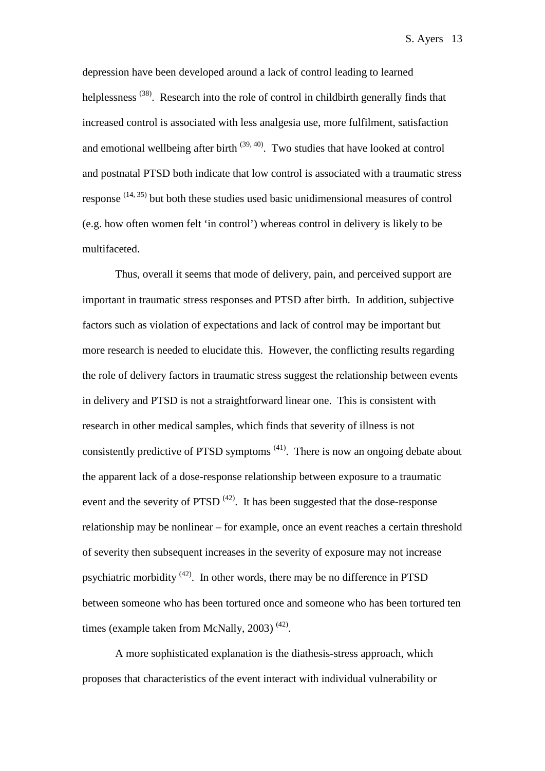depression have been developed around a lack of control leading to learned helplessness [38]. Research into the role of control in childbirth generally finds that increased control is associated with less analgesia use, more fulfilment, satisfaction and emotional wellbeing after birth [39, 40]. Two studies that have looked at control and postnatal PTSD both indicate that low control is associated with a traumatic stress response [14, 35] but both these studies used basic unidimensional measures of control (e.g. how often women felt 'in control') whereas control in delivery is likely to be multifaceted.

Thus, overall it seems that mode of delivery, pain, and perceived support are important in traumatic stress responses and PTSD after birth. In addition, subjective factors such as violation of expectations and lack of control may be important but more research is needed to elucidate this. However, the conflicting results regarding the role of delivery factors in traumatic stress suggest the relationship between events in delivery and PTSD is not a straightforward linear one. This is consistent with research in other medical samples, which finds that severity of illness is not consistently predictive of PTSD symptoms [41]. There is now an ongoing debate about the apparent lack of a dose-response relationship between exposure to a traumatic event and the severity of PTSD [42]. It has been suggested that the dose-response relationship may be nonlinear – for example, once an event reaches a certain threshold of severity then subsequent increases in the severity of exposure may not increase psychiatric morbidity [42]. In other words, there may be no difference in PTSD between someone who has been tortured once and someone who has been tortured ten times (example taken from McNally, 2003) [42].

A more sophisticated explanation is the diathesis-stress approach, which proposes that characteristics of the event interact with individual vulnerability or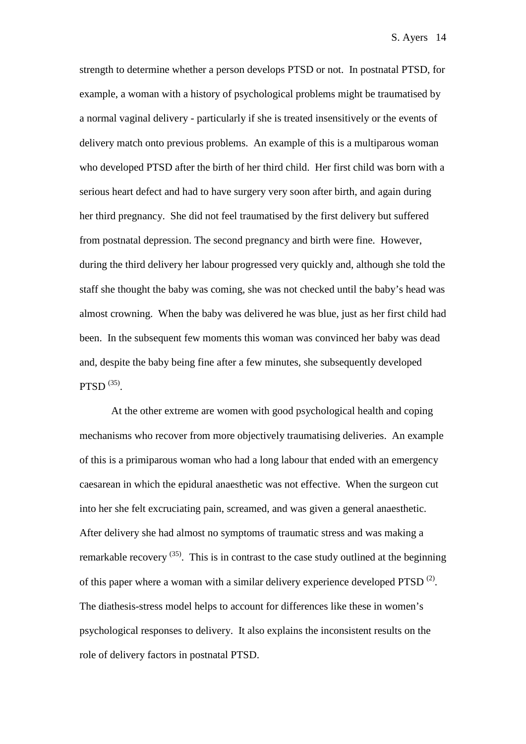strength to determine whether a person develops PTSD or not. In postnatal PTSD, for example, a woman with a history of psychological problems might be traumatised by a normal vaginal delivery - particularly if she is treated insensitively or the events of delivery match onto previous problems. An example of this is a multiparous woman who developed PTSD after the birth of her third child. Her first child was born with a serious heart defect and had to have surgery very soon after birth, and again during her third pregnancy. She did not feel traumatised by the first delivery but suffered from postnatal depression. The second pregnancy and birth were fine. However, during the third delivery her labour progressed very quickly and, although she told the staff she thought the baby was coming, she was not checked until the baby's head was almost crowning. When the baby was delivered he was blue, just as her first child had been. In the subsequent few moments this woman was convinced her baby was dead and, despite the baby being fine after a few minutes, she subsequently developed PTSD [35].

At the other extreme are women with good psychological health and coping mechanisms who recover from more objectively traumatising deliveries. An example of this is a primiparous woman who had a long labour that ended with an emergency caesarean in which the epidural anaesthetic was not effective. When the surgeon cut into her she felt excruciating pain, screamed, and was given a general anaesthetic. After delivery she had almost no symptoms of traumatic stress and was making a remarkable recovery [35]. This is in contrast to the case study outlined at the beginning of this paper where a woman with a similar delivery experience developed PTSD [2]. The diathesis-stress model helps to account for differences like these in women's psychological responses to delivery. It also explains the inconsistent results on the role of delivery factors in postnatal PTSD.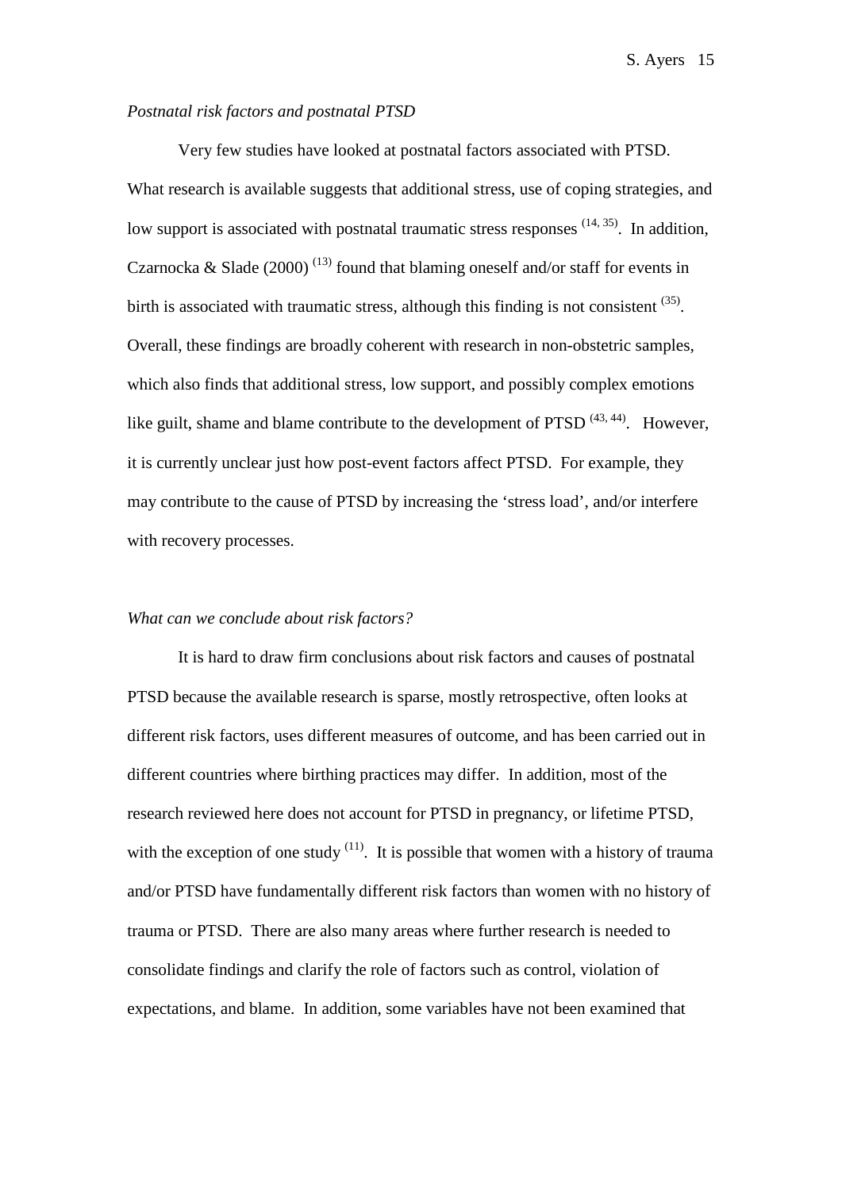*Postnatal risk factors and postnatal PTSD*

Very few studies have looked at postnatal factors associated with PTSD. What research is available suggests that additional stress, use of coping strategies, and low support is associated with postnatal traumatic stress responses [14, 35]. In addition, Czarnocka & Slade (2000) [13] found that blaming oneself and/or staff for events in birth is associated with traumatic stress, although this finding is not consistent [35]. Overall, these findings are broadly coherent with research in non-obstetric samples, which also finds that additional stress, low support, and possibly complex emotions like guilt, shame and blame contribute to the development of PTSD [43, 44]. However, it is currently unclear just how post-event factors affect PTSD. For example, they may contribute to the cause of PTSD by increasing the 'stress load', and/or interfere with recovery processes.

*What can we conclude about risk factors?*

It is hard to draw firm conclusions about risk factors and causes of postnatal PTSD because the available research is sparse, mostly retrospective, often looks at different risk factors, uses different measures of outcome, and has been carried out in different countries where birthing practices may differ. In addition, most of the research reviewed here does not account for PTSD in pregnancy, or lifetime PTSD, with the exception of one study [11]. It is possible that women with a history of trauma and/or PTSD have fundamentally different risk factors than women with no history of trauma or PTSD. There are also many areas where further research is needed to consolidate findings and clarify the role of factors such as control, violation of expectations, and blame. In addition, some variables have not been examined that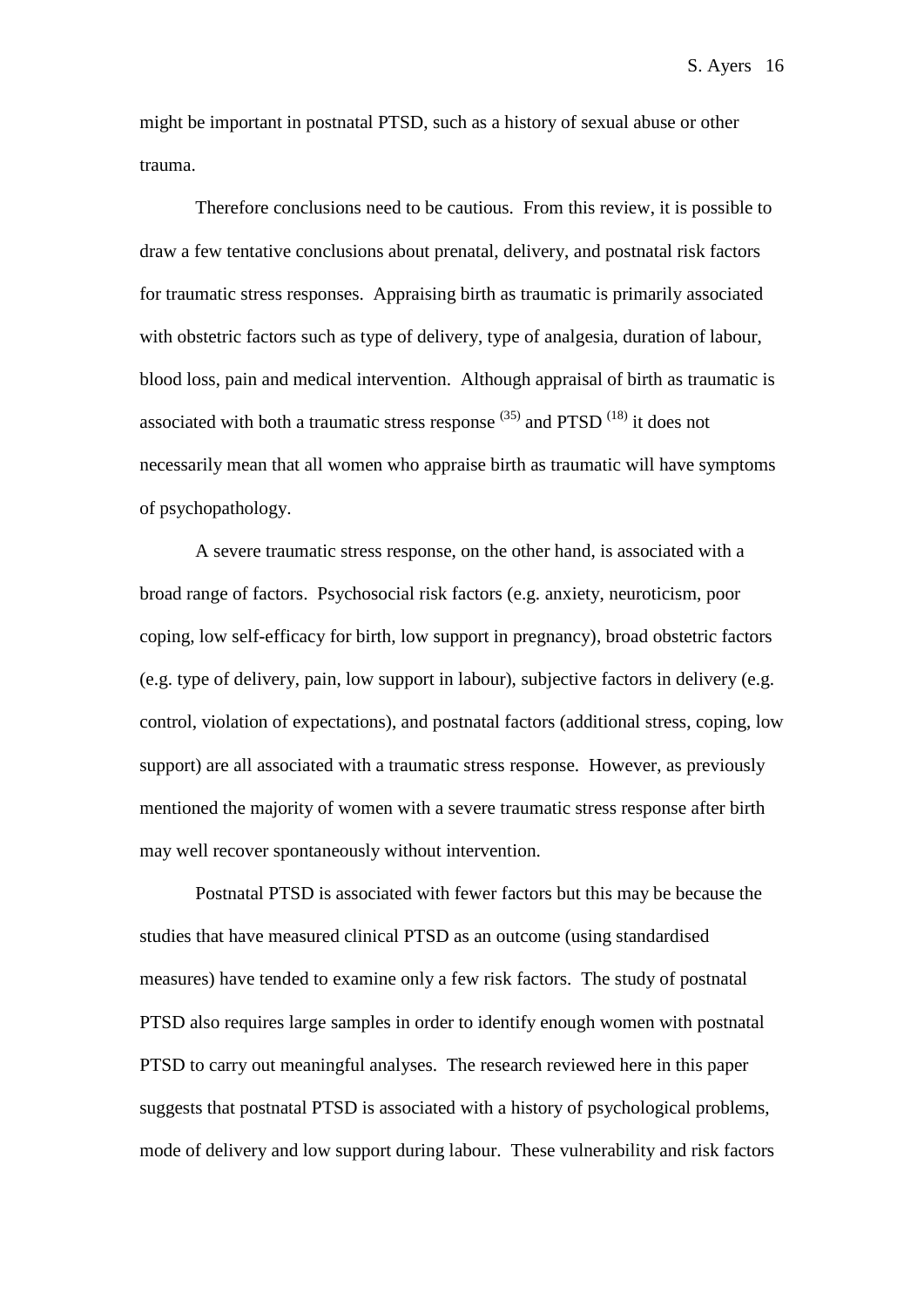might be important in postnatal PTSD, such as a history of sexual abuse or other trauma.

Therefore conclusions need to be cautious. From this review, it is possible to draw a few tentative conclusions about prenatal, delivery, and postnatal risk factors for traumatic stress responses. Appraising birth as traumatic is primarily associated with obstetric factors such as type of delivery, type of analgesia, duration of labour, blood loss, pain and medical intervention. Although appraisal of birth as traumatic is associated with both a traumatic stress response [(35)] and PTSD [(18)] it does not necessarily mean that all women who appraise birth as traumatic will have symptoms of psychopathology.

A severe traumatic stress response, on the other hand, is associated with a broad range of factors. Psychosocial risk factors (e.g. anxiety, neuroticism, poor coping, low self-efficacy for birth, low support in pregnancy), broad obstetric factors (e.g. type of delivery, pain, low support in labour), subjective factors in delivery (e.g. control, violation of expectations), and postnatal factors (additional stress, coping, low support) are all associated with a traumatic stress response. However, as previously mentioned the majority of women with a severe traumatic stress response after birth may well recover spontaneously without intervention.

Postnatal PTSD is associated with fewer factors but this may be because the studies that have measured clinical PTSD as an outcome (using standardised measures) have tended to examine only a few risk factors. The study of postnatal PTSD also requires large samples in order to identify enough women with postnatal PTSD to carry out meaningful analyses. The research reviewed here in this paper suggests that postnatal PTSD is associated with a history of psychological problems, mode of delivery and low support during labour. These vulnerability and risk factors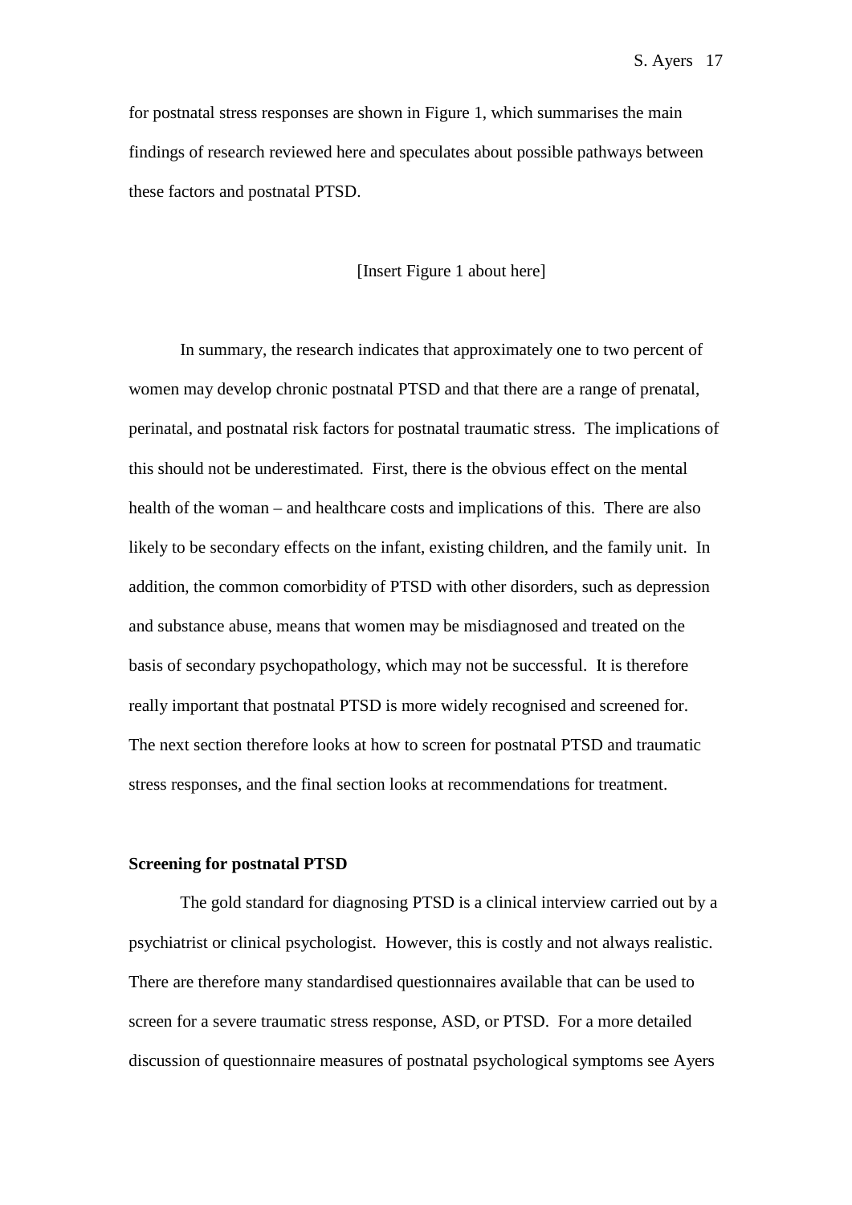for postnatal stress responses are shown in Figure 1, which summarises the main findings of research reviewed here and speculates about possible pathways between these factors and postnatal PTSD.

[Insert Figure 1 about here]

In summary, the research indicates that approximately one to two percent of women may develop chronic postnatal PTSD and that there are a range of prenatal, perinatal, and postnatal risk factors for postnatal traumatic stress. The implications of this should not be underestimated. First, there is the obvious effect on the mental health of the woman – and healthcare costs and implications of this. There are also likely to be secondary effects on the infant, existing children, and the family unit. In addition, the common comorbidity of PTSD with other disorders, such as depression and substance abuse, means that women may be misdiagnosed and treated on the basis of secondary psychopathology, which may not be successful. It is therefore really important that postnatal PTSD is more widely recognised and screened for. The next section therefore looks at how to screen for postnatal PTSD and traumatic stress responses, and the final section looks at recommendations for treatment.

**Screening for postnatal PTSD**

The gold standard for diagnosing PTSD is a clinical interview carried out by a psychiatrist or clinical psychologist. However, this is costly and not always realistic. There are therefore many standardised questionnaires available that can be used to screen for a severe traumatic stress response, ASD, or PTSD. For a more detailed discussion of questionnaire measures of postnatal psychological symptoms see Ayers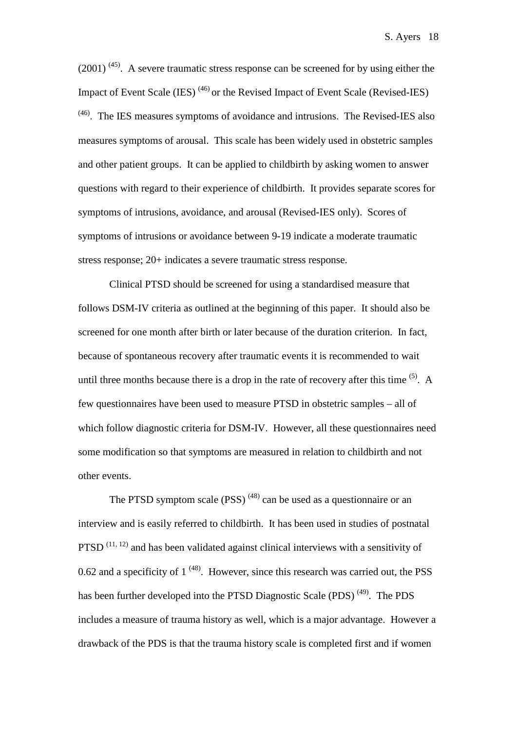(2001) [45]. A severe traumatic stress response can be screened for by using either the Impact of Event Scale (IES) [46] or the Revised Impact of Event Scale (Revised-IES) [46]. The IES measures symptoms of avoidance and intrusions. The Revised-IES also measures symptoms of arousal. This scale has been widely used in obstetric samples and other patient groups. It can be applied to childbirth by asking women to answer questions with regard to their experience of childbirth. It provides separate scores for symptoms of intrusions, avoidance, and arousal (Revised-IES only). Scores of symptoms of intrusions or avoidance between 9-19 indicate a moderate traumatic stress response; 20+ indicates a severe traumatic stress response.

Clinical PTSD should be screened for using a standardised measure that follows DSM-IV criteria as outlined at the beginning of this paper. It should also be screened for one month after birth or later because of the duration criterion. In fact, because of spontaneous recovery after traumatic events it is recommended to wait until three months because there is a drop in the rate of recovery after this time [5]. A few questionnaires have been used to measure PTSD in obstetric samples – all of which follow diagnostic criteria for DSM-IV. However, all these questionnaires need some modification so that symptoms are measured in relation to childbirth and not other events.

The PTSD symptom scale (PSS) [48] can be used as a questionnaire or an interview and is easily referred to childbirth. It has been used in studies of postnatal PTSD [11, 12] and has been validated against clinical interviews with a sensitivity of 0.62 and a specificity of 1 [48]. However, since this research was carried out, the PSS has been further developed into the PTSD Diagnostic Scale (PDS) [49]. The PDS includes a measure of trauma history as well, which is a major advantage. However a drawback of the PDS is that the trauma history scale is completed first and if women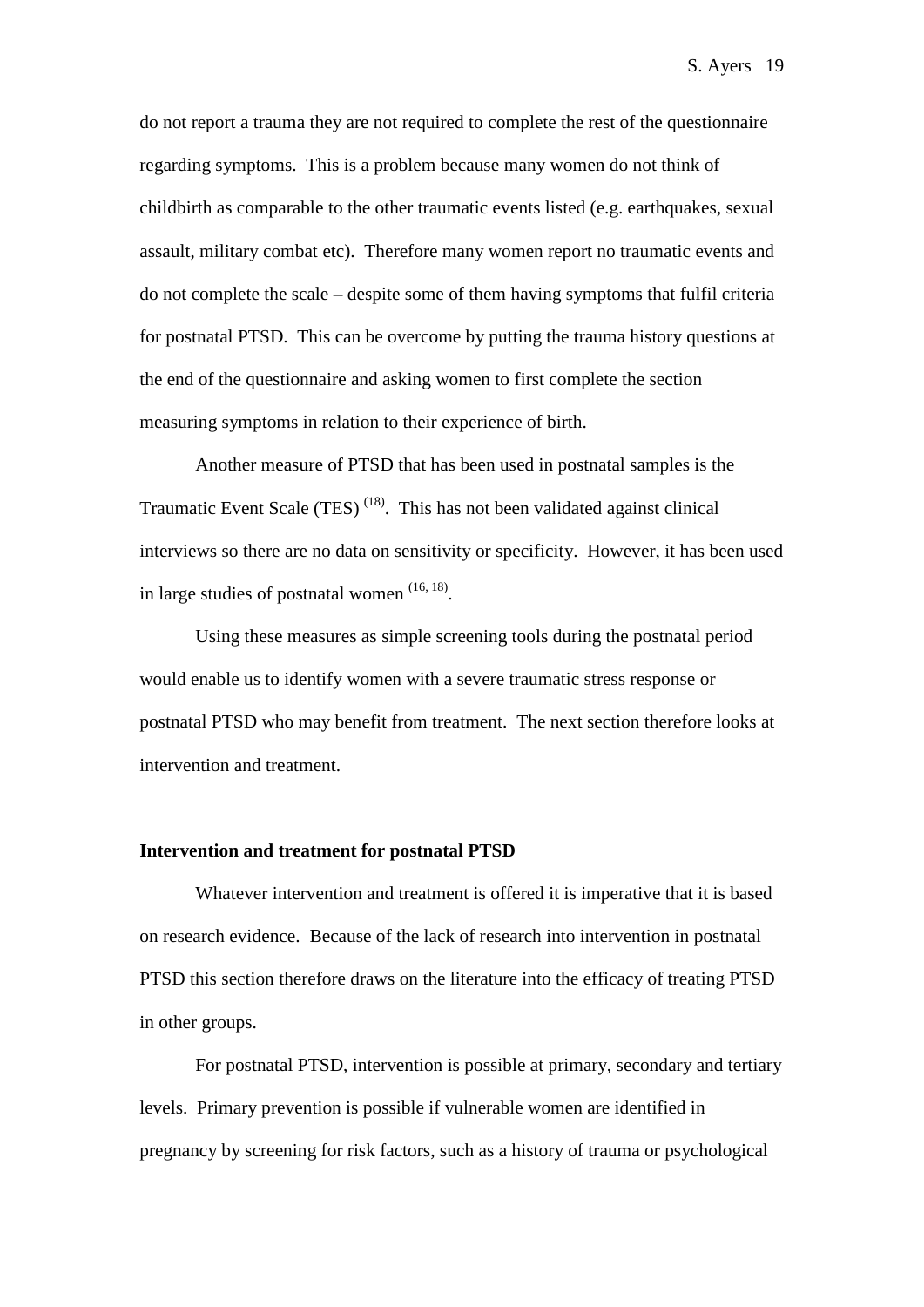do not report a trauma they are not required to complete the rest of the questionnaire regarding symptoms. This is a problem because many women do not think of childbirth as comparable to the other traumatic events listed (e.g. earthquakes, sexual assault, military combat etc). Therefore many women report no traumatic events and do not complete the scale – despite some of them having symptoms that fulfil criteria for postnatal PTSD. This can be overcome by putting the trauma history questions at the end of the questionnaire and asking women to first complete the section measuring symptoms in relation to their experience of birth.

Another measure of PTSD that has been used in postnatal samples is the Traumatic Event Scale (TES) [18]. This has not been validated against clinical interviews so there are no data on sensitivity or specificity. However, it has been used in large studies of postnatal women [16, 18].

Using these measures as simple screening tools during the postnatal period would enable us to identify women with a severe traumatic stress response or postnatal PTSD who may benefit from treatment. The next section therefore looks at intervention and treatment.

**Intervention and treatment for postnatal PTSD**

Whatever intervention and treatment is offered it is imperative that it is based on research evidence. Because of the lack of research into intervention in postnatal PTSD this section therefore draws on the literature into the efficacy of treating PTSD in other groups.

For postnatal PTSD, intervention is possible at primary, secondary and tertiary levels. Primary prevention is possible if vulnerable women are identified in pregnancy by screening for risk factors, such as a history of trauma or psychological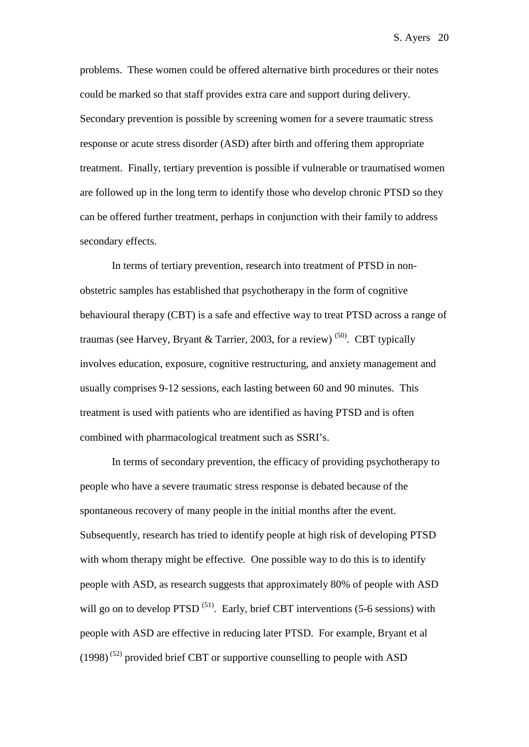problems. These women could be offered alternative birth procedures or their notes could be marked so that staff provides extra care and support during delivery. Secondary prevention is possible by screening women for a severe traumatic stress response or acute stress disorder (ASD) after birth and offering them appropriate treatment. Finally, tertiary prevention is possible if vulnerable or traumatised women are followed up in the long term to identify those who develop chronic PTSD so they can be offered further treatment, perhaps in conjunction with their family to address secondary effects.

In terms of tertiary prevention, research into treatment of PTSD in non-obstetric samples has established that psychotherapy in the form of cognitive behavioural therapy (CBT) is a safe and effective way to treat PTSD across a range of traumas (see Harvey, Bryant & Tarrier, 2003, for a review) [(50)]. CBT typically involves education, exposure, cognitive restructuring, and anxiety management and usually comprises 9-12 sessions, each lasting between 60 and 90 minutes. This treatment is used with patients who are identified as having PTSD and is often combined with pharmacological treatment such as SSRI's.

In terms of secondary prevention, the efficacy of providing psychotherapy to people who have a severe traumatic stress response is debated because of the spontaneous recovery of many people in the initial months after the event. Subsequently, research has tried to identify people at high risk of developing PTSD with whom therapy might be effective. One possible way to do this is to identify people with ASD, as research suggests that approximately 80% of people with ASD will go on to develop PTSD [(51)]. Early, brief CBT interventions (5-6 sessions) with people with ASD are effective in reducing later PTSD. For example, Bryant et al (1998) [(52)] provided brief CBT or supportive counselling to people with ASD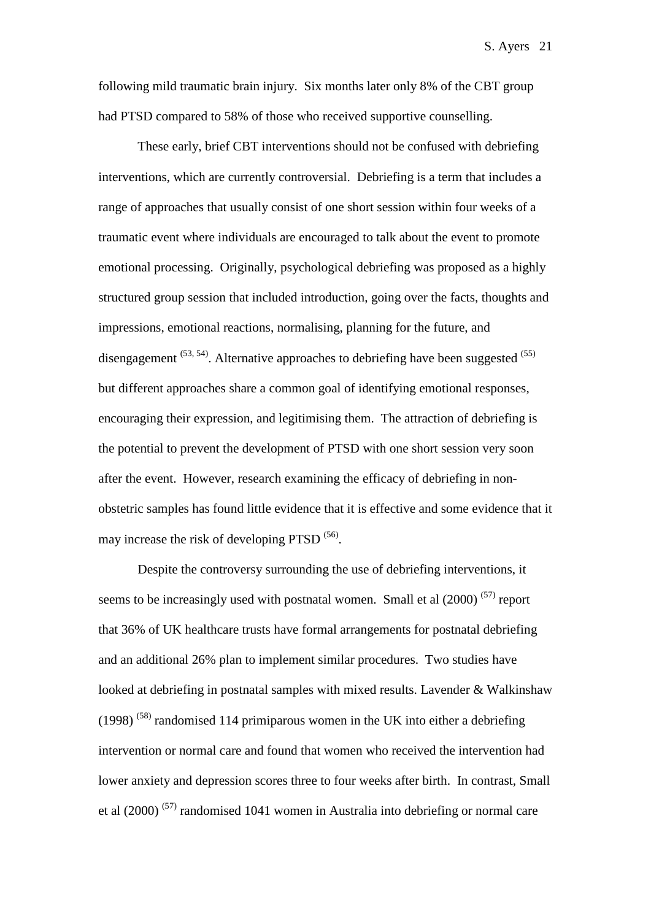following mild traumatic brain injury. Six months later only 8% of the CBT group had PTSD compared to 58% of those who received supportive counselling.

These early, brief CBT interventions should not be confused with debriefing interventions, which are currently controversial. Debriefing is a term that includes a range of approaches that usually consist of one short session within four weeks of a traumatic event where individuals are encouraged to talk about the event to promote emotional processing. Originally, psychological debriefing was proposed as a highly structured group session that included introduction, going over the facts, thoughts and impressions, emotional reactions, normalising, planning for the future, and disengagement [53, 54]. Alternative approaches to debriefing have been suggested [55] but different approaches share a common goal of identifying emotional responses, encouraging their expression, and legitimising them. The attraction of debriefing is the potential to prevent the development of PTSD with one short session very soon after the event. However, research examining the efficacy of debriefing in non-obstetric samples has found little evidence that it is effective and some evidence that it may increase the risk of developing PTSD [56].

Despite the controversy surrounding the use of debriefing interventions, it seems to be increasingly used with postnatal women. Small et al (2000) [57] report that 36% of UK healthcare trusts have formal arrangements for postnatal debriefing and an additional 26% plan to implement similar procedures. Two studies have looked at debriefing in postnatal samples with mixed results. Lavender & Walkinshaw (1998) [58] randomised 114 primiparous women in the UK into either a debriefing intervention or normal care and found that women who received the intervention had lower anxiety and depression scores three to four weeks after birth. In contrast, Small et al (2000) [57] randomised 1041 women in Australia into debriefing or normal care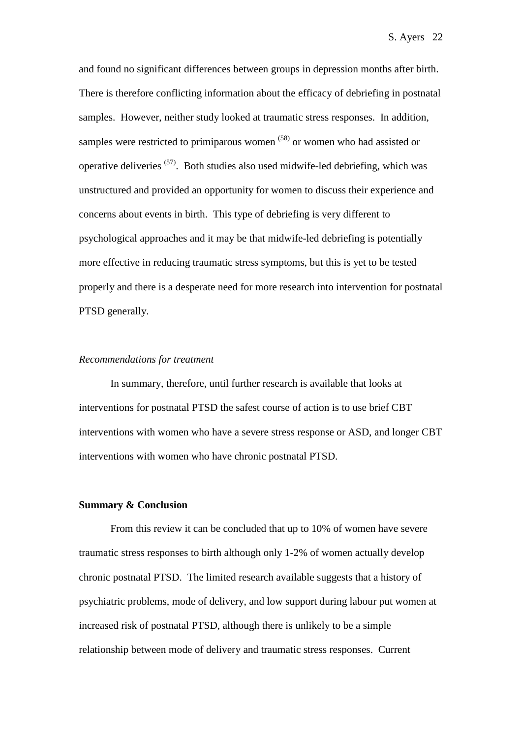and found no significant differences between groups in depression months after birth. There is therefore conflicting information about the efficacy of debriefing in postnatal samples. However, neither study looked at traumatic stress responses. In addition, samples were restricted to primiparous women [(58)] or women who had assisted or operative deliveries [(57)]. Both studies also used midwife-led debriefing, which was unstructured and provided an opportunity for women to discuss their experience and concerns about events in birth. This type of debriefing is very different to psychological approaches and it may be that midwife-led debriefing is potentially more effective in reducing traumatic stress symptoms, but this is yet to be tested properly and there is a desperate need for more research into intervention for postnatal PTSD generally.

### *Recommendations for treatment*

In summary, therefore, until further research is available that looks at interventions for postnatal PTSD the safest course of action is to use brief CBT interventions with women who have a severe stress response or ASD, and longer CBT interventions with women who have chronic postnatal PTSD.

## Summary & Conclusion

From this review it can be concluded that up to 10% of women have severe traumatic stress responses to birth although only 1-2% of women actually develop chronic postnatal PTSD. The limited research available suggests that a history of psychiatric problems, mode of delivery, and low support during labour put women at increased risk of postnatal PTSD, although there is unlikely to be a simple relationship between mode of delivery and traumatic stress responses. Current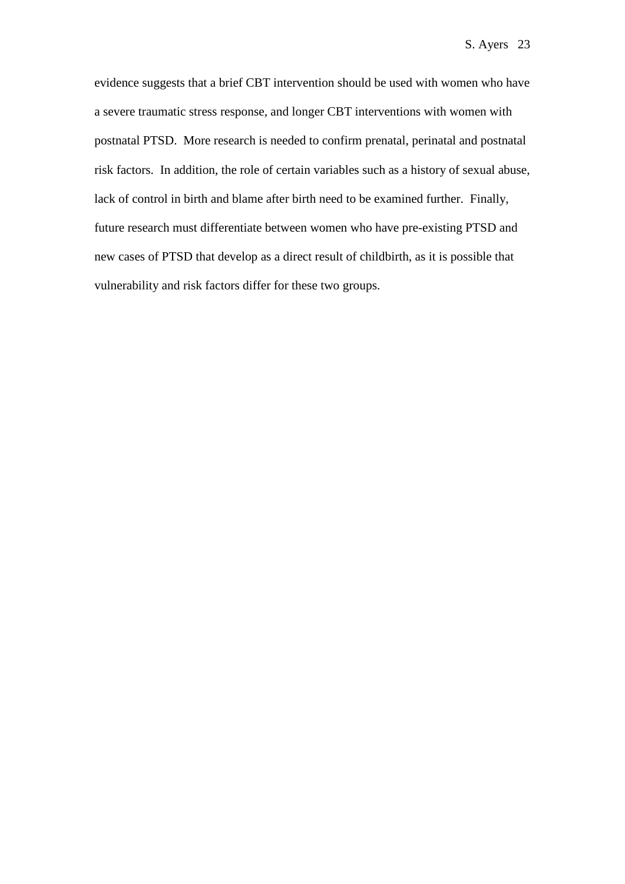evidence suggests that a brief CBT intervention should be used with women who have a severe traumatic stress response, and longer CBT interventions with women with postnatal PTSD. More research is needed to confirm prenatal, perinatal and postnatal risk factors. In addition, the role of certain variables such as a history of sexual abuse, lack of control in birth and blame after birth need to be examined further. Finally, future research must differentiate between women who have pre-existing PTSD and new cases of PTSD that develop as a direct result of childbirth, as it is possible that vulnerability and risk factors differ for these two groups.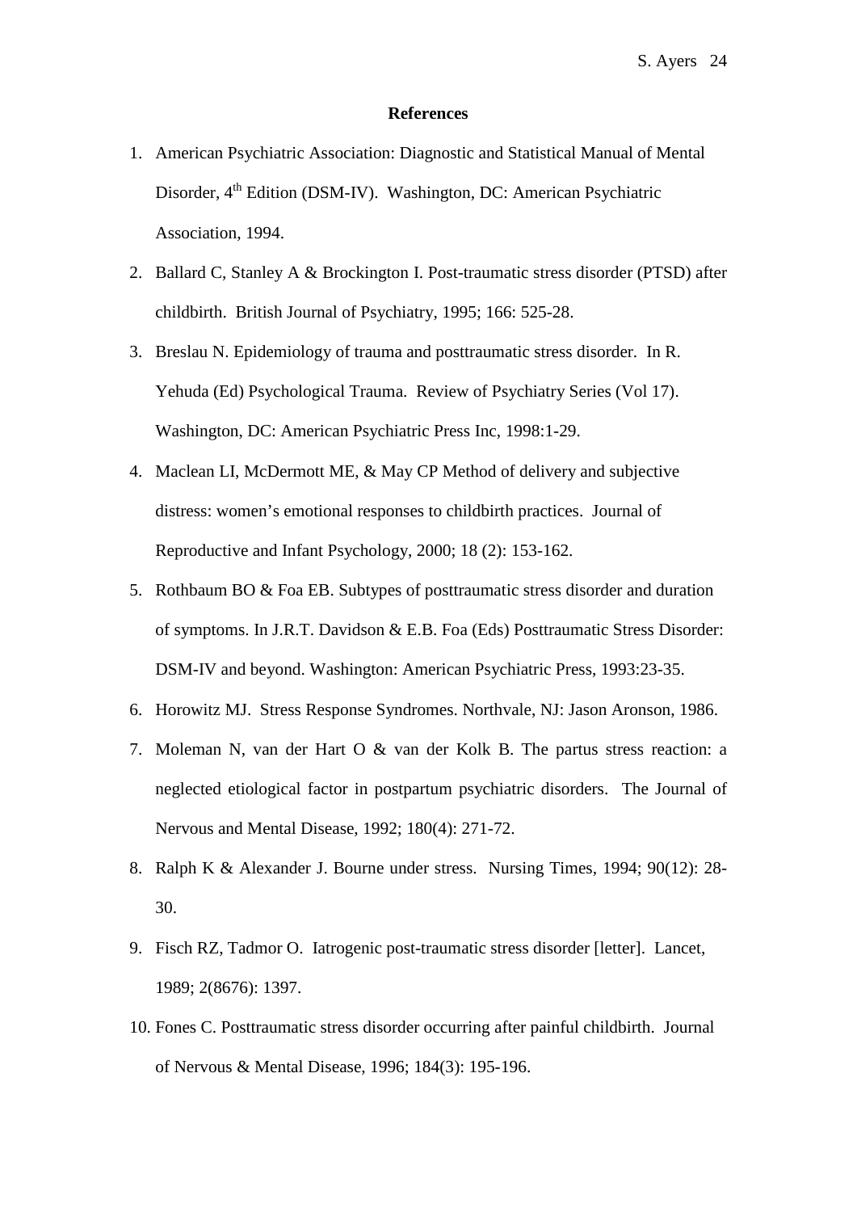## References

1. American Psychiatric Association: Diagnostic and Statistical Manual of Mental Disorder, 4th Edition (DSM-IV). Washington, DC: American Psychiatric Association, 1994.
2. Ballard C, Stanley A & Brockington I. Post-traumatic stress disorder (PTSD) after childbirth. British Journal of Psychiatry, 1995; 166: 525-28.
3. Breslau N. Epidemiology of trauma and posttraumatic stress disorder. In R. Yehuda (Ed) Psychological Trauma. Review of Psychiatry Series (Vol 17). Washington, DC: American Psychiatric Press Inc, 1998:1-29.
4. Maclean LI, McDermott ME, & May CP Method of delivery and subjective distress: women's emotional responses to childbirth practices. Journal of Reproductive and Infant Psychology, 2000; 18 (2): 153-162.
5. Rothbaum BO & Foa EB. Subtypes of posttraumatic stress disorder and duration of symptoms. In J.R.T. Davidson & E.B. Foa (Eds) Posttraumatic Stress Disorder: DSM-IV and beyond. Washington: American Psychiatric Press, 1993:23-35.
6. Horowitz MJ. Stress Response Syndromes. Northvale, NJ: Jason Aronson, 1986.
7. Moleman N, van der Hart O & van der Kolk B. The partus stress reaction: a neglected etiological factor in postpartum psychiatric disorders. The Journal of Nervous and Mental Disease, 1992; 180(4): 271-72.
8. Ralph K & Alexander J. Bourne under stress. Nursing Times, 1994; 90(12): 28-30.
9. Fisch RZ, Tadmor O. Iatrogenic post-traumatic stress disorder [letter]. Lancet, 1989; 2(8676): 1397.
10. Fones C. Posttraumatic stress disorder occurring after painful childbirth. Journal of Nervous & Mental Disease, 1996; 184(3): 195-196.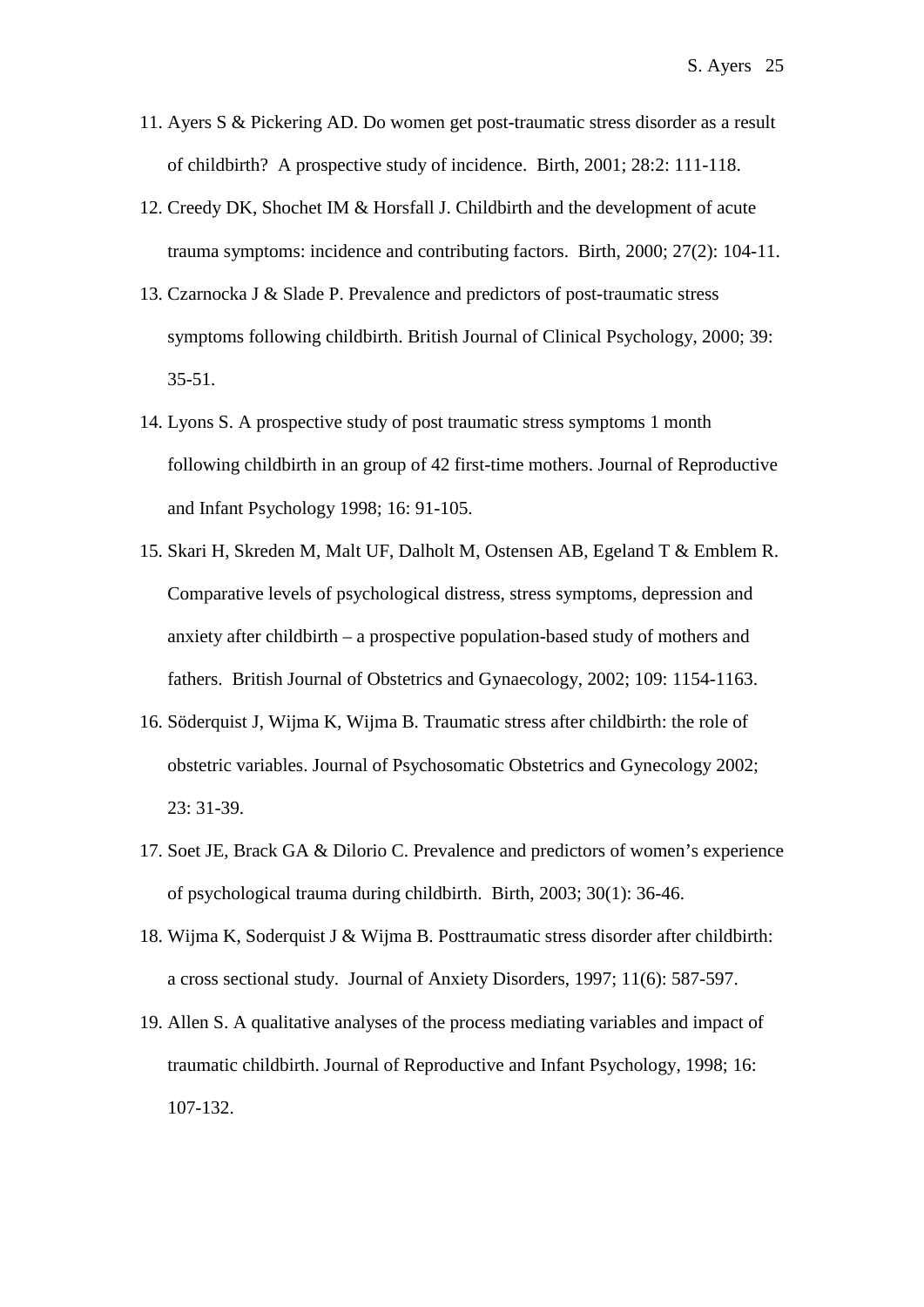11. Ayers S & Pickering AD. Do women get post-traumatic stress disorder as a result of childbirth? A prospective study of incidence. Birth, 2001; 28:2: 111-118.
12. Creedy DK, Shochet IM & Horsfall J. Childbirth and the development of acute trauma symptoms: incidence and contributing factors. Birth, 2000; 27(2): 104-11.
13. Czarnocka J & Slade P. Prevalence and predictors of post-traumatic stress symptoms following childbirth. British Journal of Clinical Psychology, 2000; 39: 35-51.
14. Lyons S. A prospective study of post traumatic stress symptoms 1 month following childbirth in an group of 42 first-time mothers. Journal of Reproductive and Infant Psychology 1998; 16: 91-105.
15. Skari H, Skreden M, Malt UF, Dalholt M, Ostensen AB, Egeland T & Emblem R. Comparative levels of psychological distress, stress symptoms, depression and anxiety after childbirth – a prospective population-based study of mothers and fathers. British Journal of Obstetrics and Gynaecology, 2002; 109: 1154-1163.
16. Söderquist J, Wijma K, Wijma B. Traumatic stress after childbirth: the role of obstetric variables. Journal of Psychosomatic Obstetrics and Gynecology 2002; 23: 31-39.
17. Soet JE, Brack GA & Dilorio C. Prevalence and predictors of women's experience of psychological trauma during childbirth. Birth, 2003; 30(1): 36-46.
18. Wijma K, Soderquist J & Wijma B. Posttraumatic stress disorder after childbirth: a cross sectional study. Journal of Anxiety Disorders, 1997; 11(6): 587-597.
19. Allen S. A qualitative analyses of the process mediating variables and impact of traumatic childbirth. Journal of Reproductive and Infant Psychology, 1998; 16: 107-132.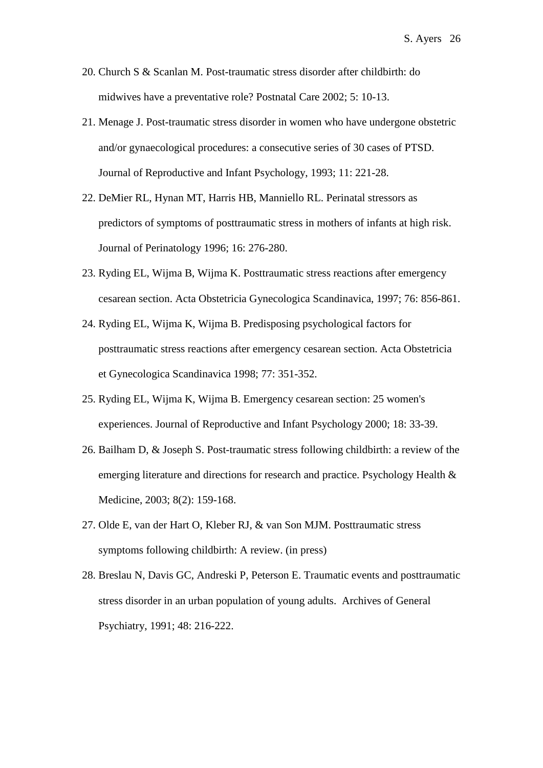20. Church S & Scanlan M. Post-traumatic stress disorder after childbirth: do midwives have a preventative role? Postnatal Care 2002; 5: 10-13.
21. Menage J. Post-traumatic stress disorder in women who have undergone obstetric and/or gynaecological procedures: a consecutive series of 30 cases of PTSD. Journal of Reproductive and Infant Psychology, 1993; 11: 221-28.
22. DeMier RL, Hynan MT, Harris HB, Manniello RL. Perinatal stressors as predictors of symptoms of posttraumatic stress in mothers of infants at high risk. Journal of Perinatology 1996; 16: 276-280.
23. Ryding EL, Wijma B, Wijma K. Posttraumatic stress reactions after emergency cesarean section. Acta Obstetricia Gynecologica Scandinavica, 1997; 76: 856-861.
24. Ryding EL, Wijma K, Wijma B. Predisposing psychological factors for posttraumatic stress reactions after emergency cesarean section. Acta Obstetricia et Gynecologica Scandinavica 1998; 77: 351-352.
25. Ryding EL, Wijma K, Wijma B. Emergency cesarean section: 25 women's experiences. Journal of Reproductive and Infant Psychology 2000; 18: 33-39.
26. Bailham D, & Joseph S. Post-traumatic stress following childbirth: a review of the emerging literature and directions for research and practice. Psychology Health & Medicine, 2003; 8(2): 159-168.
27. Olde E, van der Hart O, Kleber RJ, & van Son MJM. Posttraumatic stress symptoms following childbirth: A review. (in press)
28. Breslau N, Davis GC, Andreski P, Peterson E. Traumatic events and posttraumatic stress disorder in an urban population of young adults. Archives of General Psychiatry, 1991; 48: 216-222.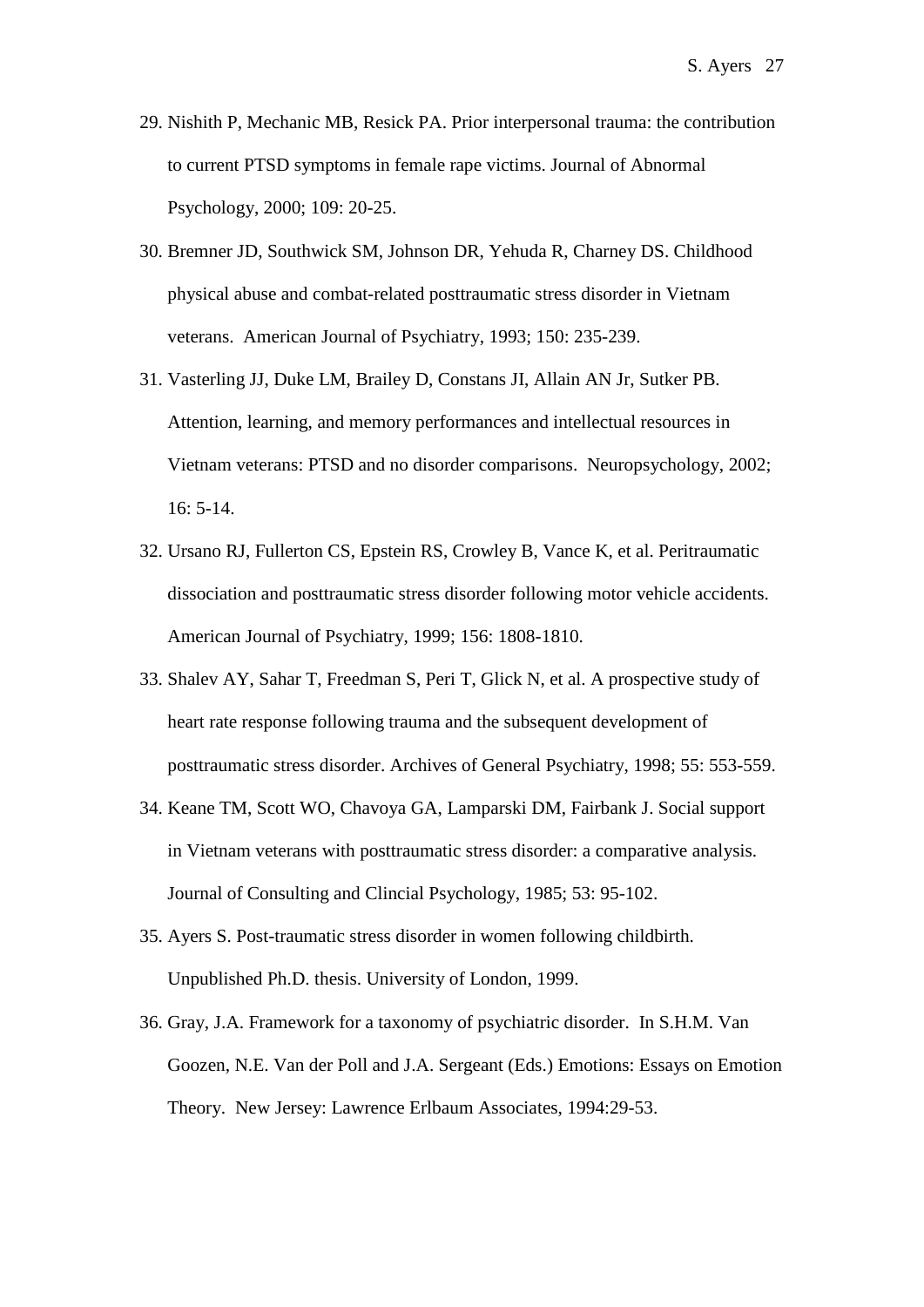29. Nishith P, Mechanic MB, Resick PA. Prior interpersonal trauma: the contribution to current PTSD symptoms in female rape victims. Journal of Abnormal Psychology, 2000; 109: 20-25.
30. Bremner JD, Southwick SM, Johnson DR, Yehuda R, Charney DS. Childhood physical abuse and combat-related posttraumatic stress disorder in Vietnam veterans. American Journal of Psychiatry, 1993; 150: 235-239.
31. Vasterling JJ, Duke LM, Brailey D, Constans JI, Allain AN Jr, Sutker PB. Attention, learning, and memory performances and intellectual resources in Vietnam veterans: PTSD and no disorder comparisons. Neuropsychology, 2002; 16: 5-14.
32. Ursano RJ, Fullerton CS, Epstein RS, Crowley B, Vance K, et al. Peritraumatic dissociation and posttraumatic stress disorder following motor vehicle accidents. American Journal of Psychiatry, 1999; 156: 1808-1810.
33. Shalev AY, Sahar T, Freedman S, Peri T, Glick N, et al. A prospective study of heart rate response following trauma and the subsequent development of posttraumatic stress disorder. Archives of General Psychiatry, 1998; 55: 553-559.
34. Keane TM, Scott WO, Chavoya GA, Lamparski DM, Fairbank J. Social support in Vietnam veterans with posttraumatic stress disorder: a comparative analysis. Journal of Consulting and Clincial Psychology, 1985; 53: 95-102.
35. Ayers S. Post-traumatic stress disorder in women following childbirth. Unpublished Ph.D. thesis. University of London, 1999.
36. Gray, J.A. Framework for a taxonomy of psychiatric disorder. In S.H.M. Van Goozen, N.E. Van der Poll and J.A. Sergeant (Eds.) Emotions: Essays on Emotion Theory. New Jersey: Lawrence Erlbaum Associates, 1994:29-53.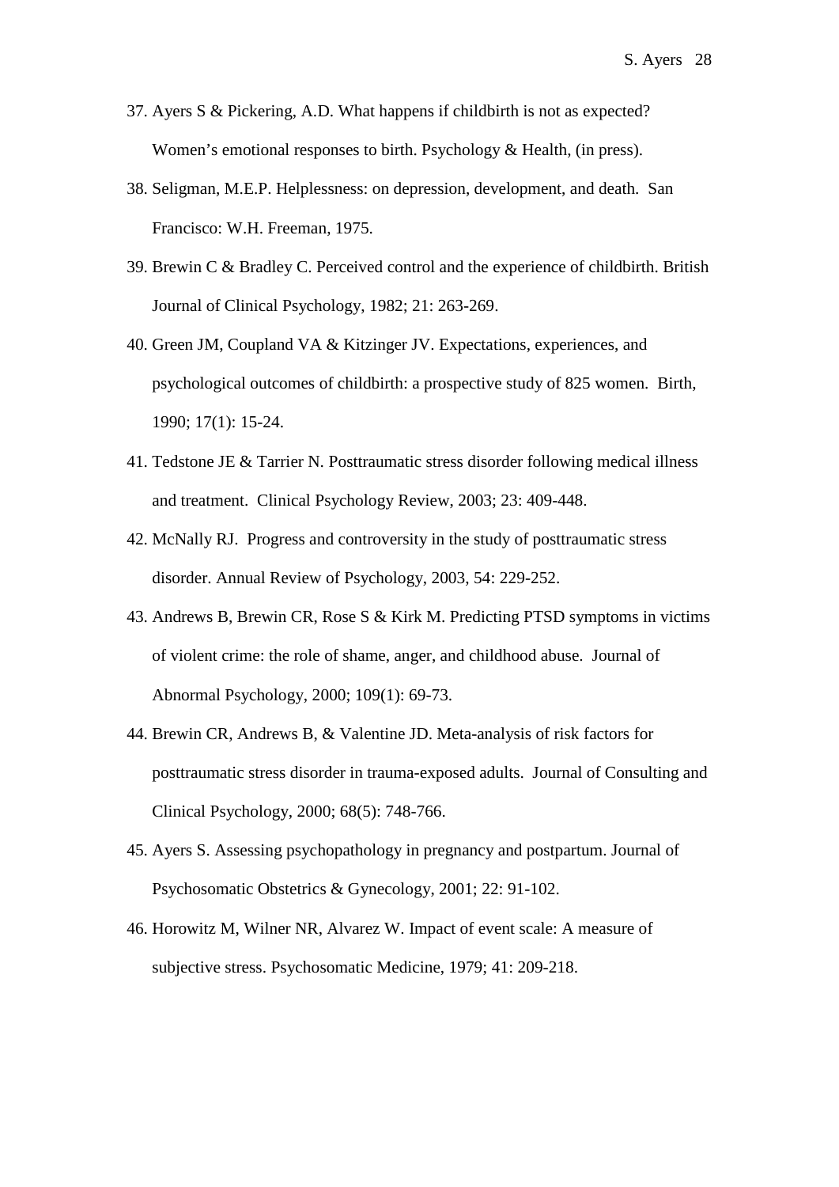37. Ayers S & Pickering, A.D. What happens if childbirth is not as expected? Women's emotional responses to birth. Psychology & Health, (in press).
38. Seligman, M.E.P. Helplessness: on depression, development, and death. San Francisco: W.H. Freeman, 1975.
39. Brewin C & Bradley C. Perceived control and the experience of childbirth. British Journal of Clinical Psychology, 1982; 21: 263-269.
40. Green JM, Coupland VA & Kitzinger JV. Expectations, experiences, and psychological outcomes of childbirth: a prospective study of 825 women. Birth, 1990; 17(1): 15-24.
41. Tedstone JE & Tarrier N. Posttraumatic stress disorder following medical illness and treatment. Clinical Psychology Review, 2003; 23: 409-448.
42. McNally RJ. Progress and controversity in the study of posttraumatic stress disorder. Annual Review of Psychology, 2003, 54: 229-252.
43. Andrews B, Brewin CR, Rose S & Kirk M. Predicting PTSD symptoms in victims of violent crime: the role of shame, anger, and childhood abuse. Journal of Abnormal Psychology, 2000; 109(1): 69-73.
44. Brewin CR, Andrews B, & Valentine JD. Meta-analysis of risk factors for posttraumatic stress disorder in trauma-exposed adults. Journal of Consulting and Clinical Psychology, 2000; 68(5): 748-766.
45. Ayers S. Assessing psychopathology in pregnancy and postpartum. Journal of Psychosomatic Obstetrics & Gynecology, 2001; 22: 91-102.
46. Horowitz M, Wilner NR, Alvarez W. Impact of event scale: A measure of subjective stress. Psychosomatic Medicine, 1979; 41: 209-218.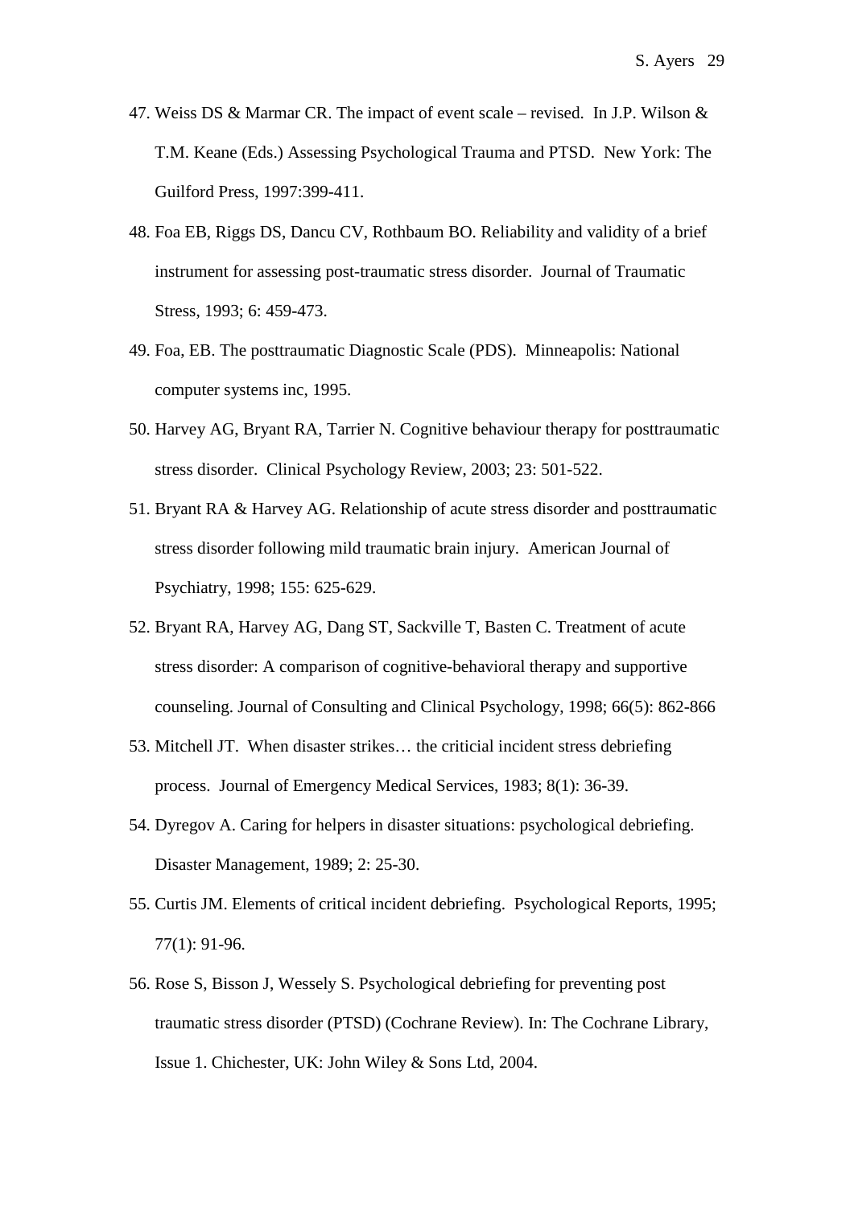47. Weiss DS & Marmar CR. The impact of event scale – revised. In J.P. Wilson & T.M. Keane (Eds.) Assessing Psychological Trauma and PTSD. New York: The Guilford Press, 1997:399-411.
48. Foa EB, Riggs DS, Dancu CV, Rothbaum BO. Reliability and validity of a brief instrument for assessing post-traumatic stress disorder. Journal of Traumatic Stress, 1993; 6: 459-473.
49. Foa, EB. The posttraumatic Diagnostic Scale (PDS). Minneapolis: National computer systems inc, 1995.
50. Harvey AG, Bryant RA, Tarrier N. Cognitive behaviour therapy for posttraumatic stress disorder. Clinical Psychology Review, 2003; 23: 501-522.
51. Bryant RA & Harvey AG. Relationship of acute stress disorder and posttraumatic stress disorder following mild traumatic brain injury. American Journal of Psychiatry, 1998; 155: 625-629.
52. Bryant RA, Harvey AG, Dang ST, Sackville T, Basten C. Treatment of acute stress disorder: A comparison of cognitive-behavioral therapy and supportive counseling. Journal of Consulting and Clinical Psychology, 1998; 66(5): 862-866
53. Mitchell JT. When disaster strikes… the criticial incident stress debriefing process. Journal of Emergency Medical Services, 1983; 8(1): 36-39.
54. Dyregov A. Caring for helpers in disaster situations: psychological debriefing. Disaster Management, 1989; 2: 25-30.
55. Curtis JM. Elements of critical incident debriefing. Psychological Reports, 1995; 77(1): 91-96.
56. Rose S, Bisson J, Wessely S. Psychological debriefing for preventing post traumatic stress disorder (PTSD) (Cochrane Review). In: The Cochrane Library, Issue 1. Chichester, UK: John Wiley & Sons Ltd, 2004.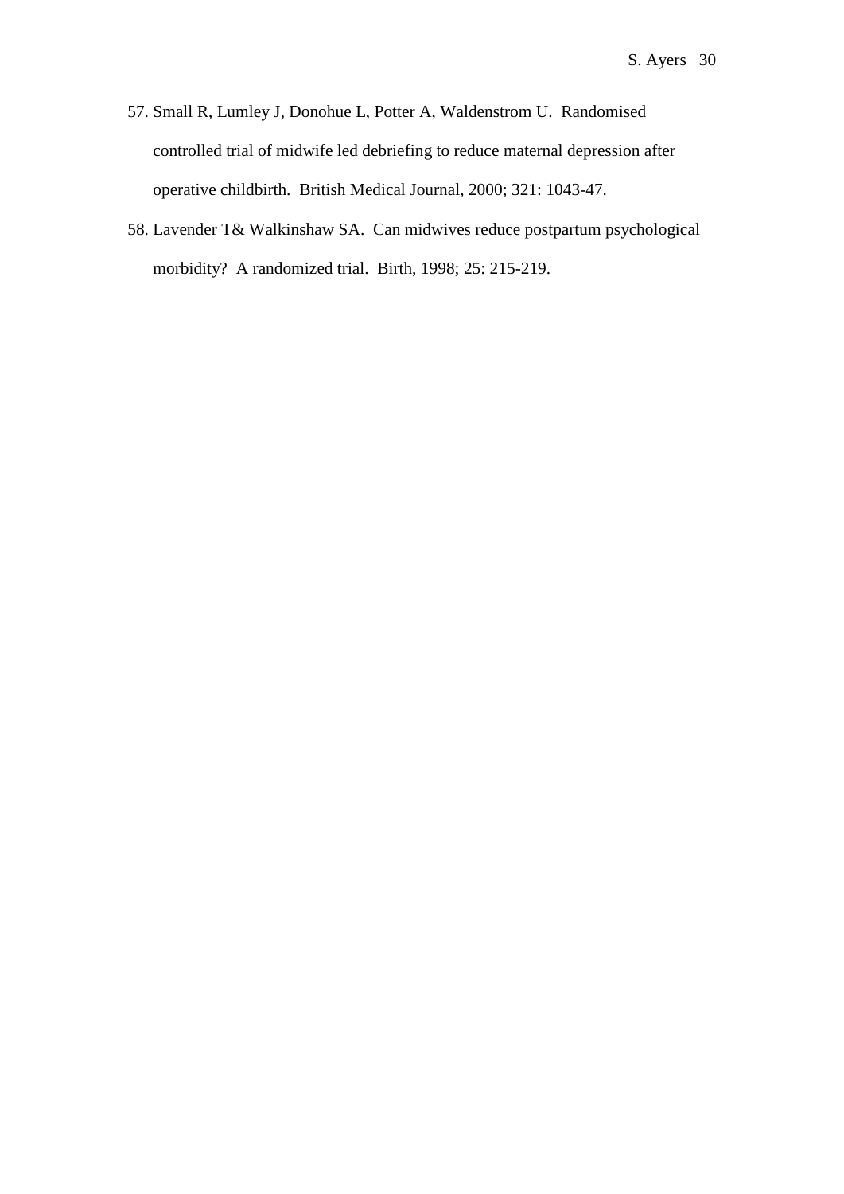57. Small R, Lumley J, Donohue L, Potter A, Waldenstrom U. Randomised controlled trial of midwife led debriefing to reduce maternal depression after operative childbirth. British Medical Journal, 2000; 321: 1043-47.
58. Lavender T& Walkinshaw SA. Can midwives reduce postpartum psychological morbidity? A randomized trial. Birth, 1998; 25: 215-219.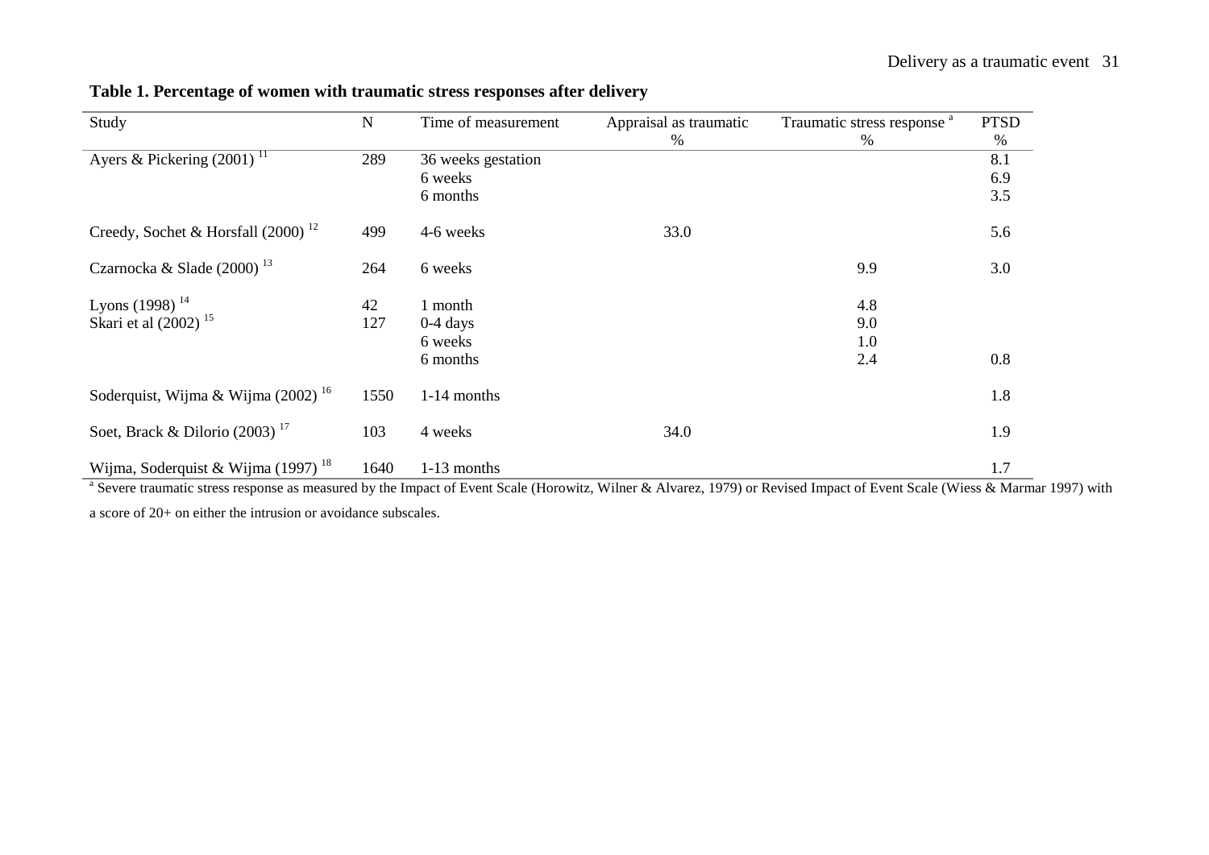**Table 1. Percentage of women with traumatic stress responses after delivery**

| Study | N | Time of measurement | Appraisal as traumatic % | Traumatic stress response [a] % | PTSD % |
|---|---|---|---|---|---|
| Ayers & Pickering (2001) [11] | 289 | 36 weeks gestation | | | 8.1 |
| | | 6 weeks | | | 6.9 |
| | | 6 months | | | 3.5 |
| Creedy, Sochet & Horsfall (2000) [12] | 499 | 4-6 weeks | 33.0 | | 5.6 |
| Czarnocka & Slade (2000) [13] | 264 | 6 weeks | | 9.9 | 3.0 |
| Lyons (1998) [14] | 42 | 1 month | | 4.8 | |
| Skari et al (2002) [15] | 127 | 0-4 days | | 9.0 | |
| | | 6 weeks | | 1.0 | |
| | | 6 months | | 2.4 | 0.8 |
| Soderquist, Wijma & Wijma (2002) [16] | 1550 | 1-14 months | | | 1.8 |
| Soet, Brack & Dilorio (2003) [17] | 103 | 4 weeks | 34.0 | | 1.9 |
| Wijma, Soderquist & Wijma (1997) [18] | 1640 | 1-13 months | | | 1.7 |

[a] Severe traumatic stress response as measured by the Impact of Event Scale (Horowitz, Wilner & Alvarez, 1979) or Revised Impact of Event Scale (Wiess & Marmar 1997) with a score of 20+ on either the intrusion or avoidance subscales.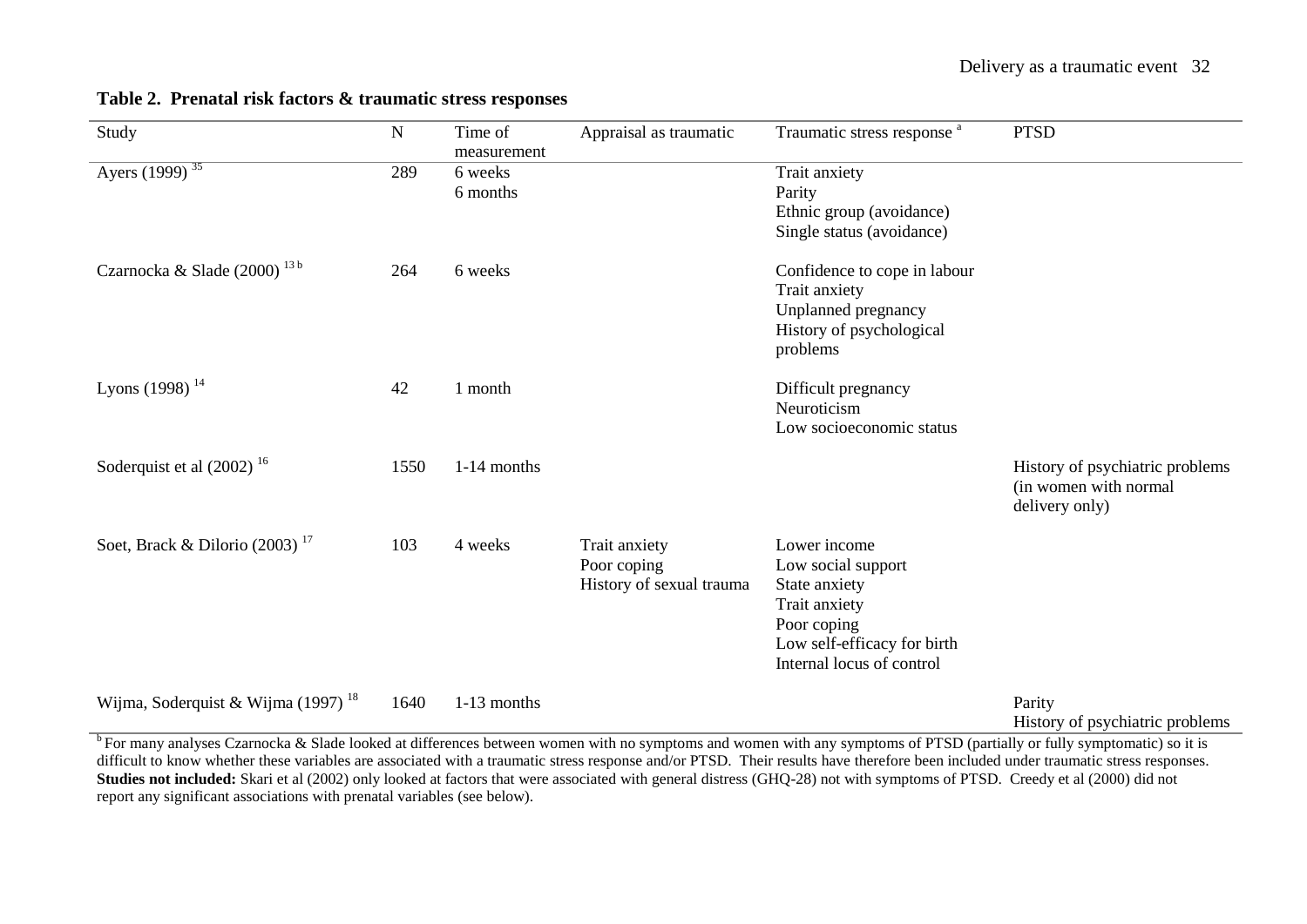**Table 2. Prenatal risk factors & traumatic stress responses**

| Study | N | Time of measurement | Appraisal as traumatic | Traumatic stress response [a] | PTSD |
|---|---|---|---|---|---|
| Ayers (1999) [35] | 289 | 6 weeks<br>6 months | | Trait anxiety<br>Parity<br>Ethnic group (avoidance)<br>Single status (avoidance) | |
| Czarnocka & Slade (2000) [13 b] | 264 | 6 weeks | | Confidence to cope in labour<br>Trait anxiety<br>Unplanned pregnancy<br>History of psychological problems | |
| Lyons (1998) [14] | 42 | 1 month | | Difficult pregnancy<br>Neuroticism<br>Low socioeconomic status | |
| Soderquist et al (2002) [16] | 1550 | 1-14 months | | | History of psychiatric problems (in women with normal delivery only) |
| Soet, Brack & Dilorio (2003) [17] | 103 | 4 weeks | Trait anxiety<br>Poor coping<br>History of sexual trauma | Lower income<br>Low social support<br>State anxiety<br>Trait anxiety<br>Poor coping<br>Low self-efficacy for birth<br>Internal locus of control | |
| Wijma, Soderquist & Wijma (1997) [18] | 1640 | 1-13 months | | | Parity<br>History of psychiatric problems |

[b] For many analyses Czarnocka & Slade looked at differences between women with no symptoms and women with any symptoms of PTSD (partially or fully symptomatic) so it is difficult to know whether these variables are associated with a traumatic stress response and/or PTSD. Their results have therefore been included under traumatic stress responses.
**Studies not included:** Skari et al (2002) only looked at factors that were associated with general distress (GHQ-28) not with symptoms of PTSD. Creedy et al (2000) did not report any significant associations with prenatal variables (see below).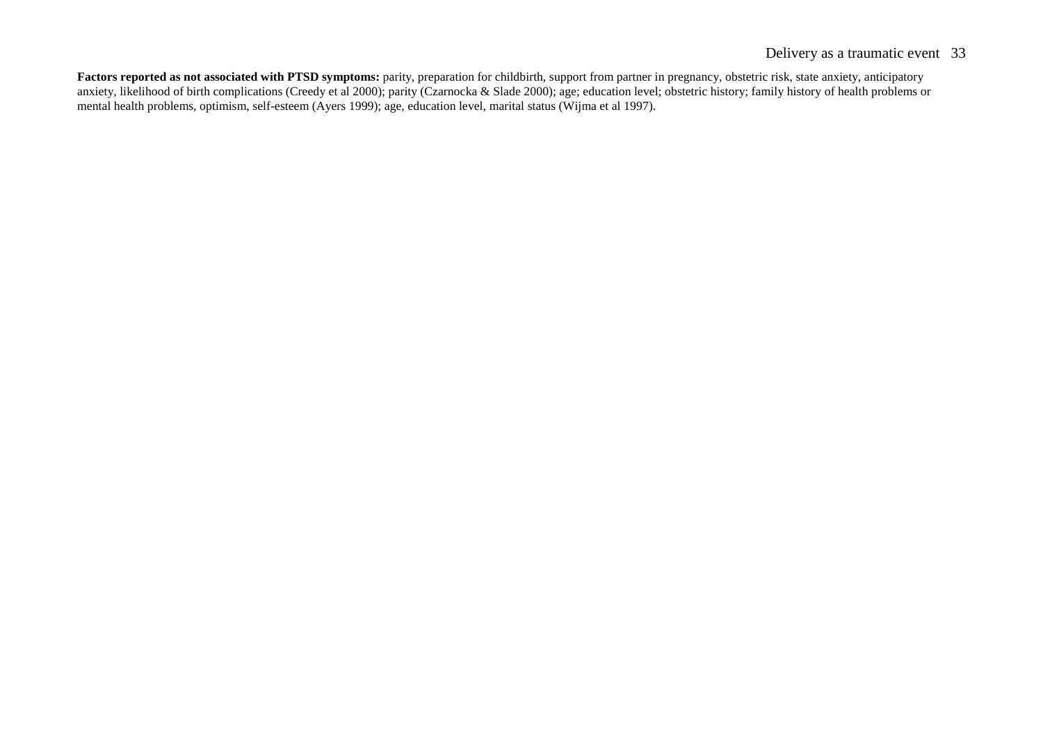**Factors reported as not associated with PTSD symptoms:** parity, preparation for childbirth, support from partner in pregnancy, obstetric risk, state anxiety, anticipatory anxiety, likelihood of birth complications (Creedy et al 2000); parity (Czarnocka & Slade 2000); age; education level; obstetric history; family history of health problems or mental health problems, optimism, self-esteem (Ayers 1999); age, education level, marital status (Wijma et al 1997).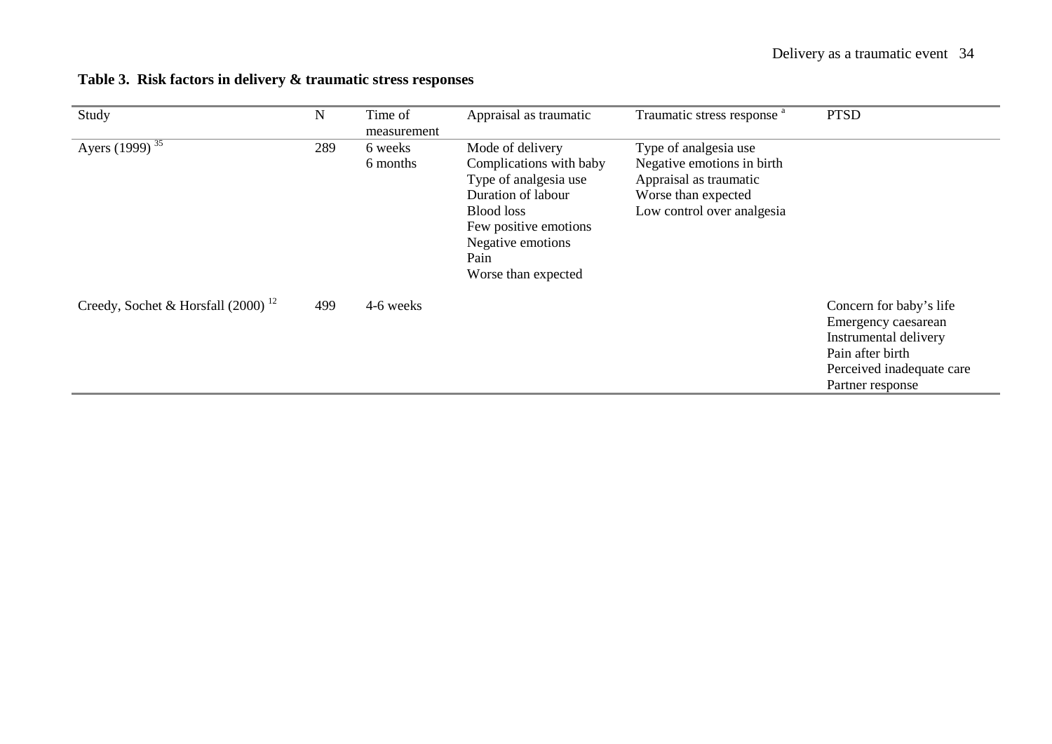**Table 3. Risk factors in delivery & traumatic stress responses**

| Study | N | Time of measurement | Appraisal as traumatic | Traumatic stress response [a] | PTSD |
|---|---|---|---|---|---|
| Ayers (1999) [35] | 289 | 6 weeks<br>6 months | Mode of delivery<br>Complications with baby<br>Type of analgesia use<br>Duration of labour<br>Blood loss<br>Few positive emotions<br>Negative emotions<br>Pain<br>Worse than expected | Type of analgesia use<br>Negative emotions in birth<br>Appraisal as traumatic<br>Worse than expected<br>Low control over analgesia | |
| Creedy, Sochet & Horsfall (2000) [12] | 499 | 4-6 weeks | | | Concern for baby's life<br>Emergency caesarean<br>Instrumental delivery<br>Pain after birth<br>Perceived inadequate care<br>Partner response |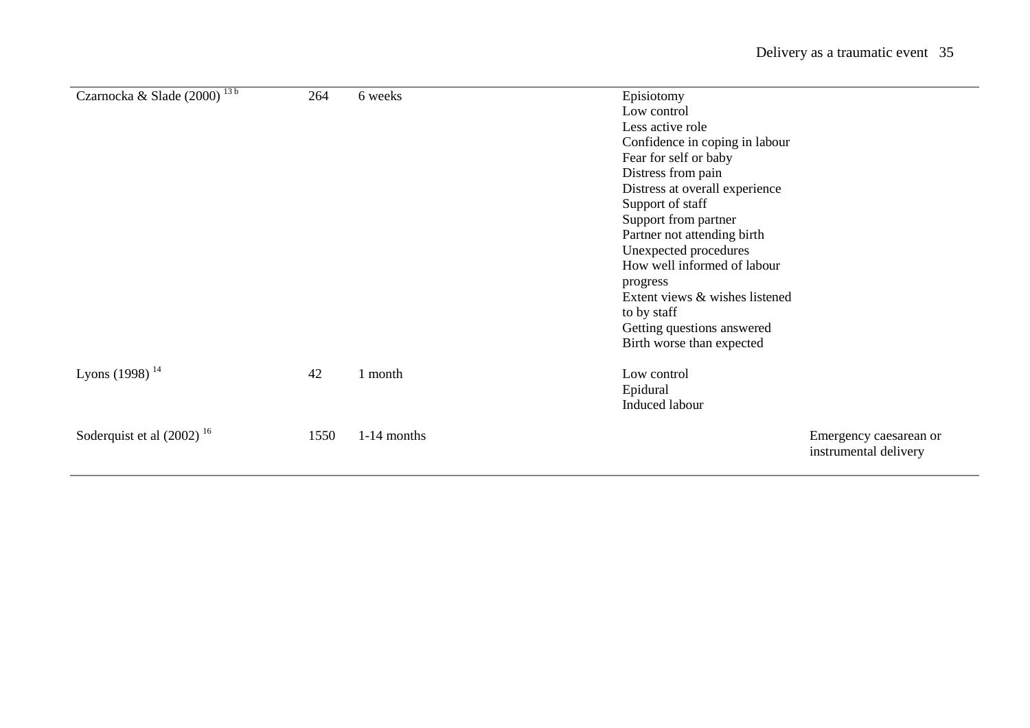| | | | | |
|---|---|---|---|---|
| Czarnocka & Slade (2000) [13 b] | 264 | 6 weeks | Episiotomy<br>Low control<br>Less active role<br>Confidence in coping in labour<br>Fear for self or baby<br>Distress from pain<br>Distress at overall experience<br>Support of staff<br>Support from partner<br>Partner not attending birth<br>Unexpected procedures<br>How well informed of labour progress<br>Extent views & wishes listened to by staff<br>Getting questions answered<br>Birth worse than expected | |
| Lyons (1998) [14] | 42 | 1 month | Low control<br>Epidural<br>Induced labour | |
| Soderquist et al (2002) [16] | 1550 | 1-14 months | | Emergency caesarean or instrumental delivery |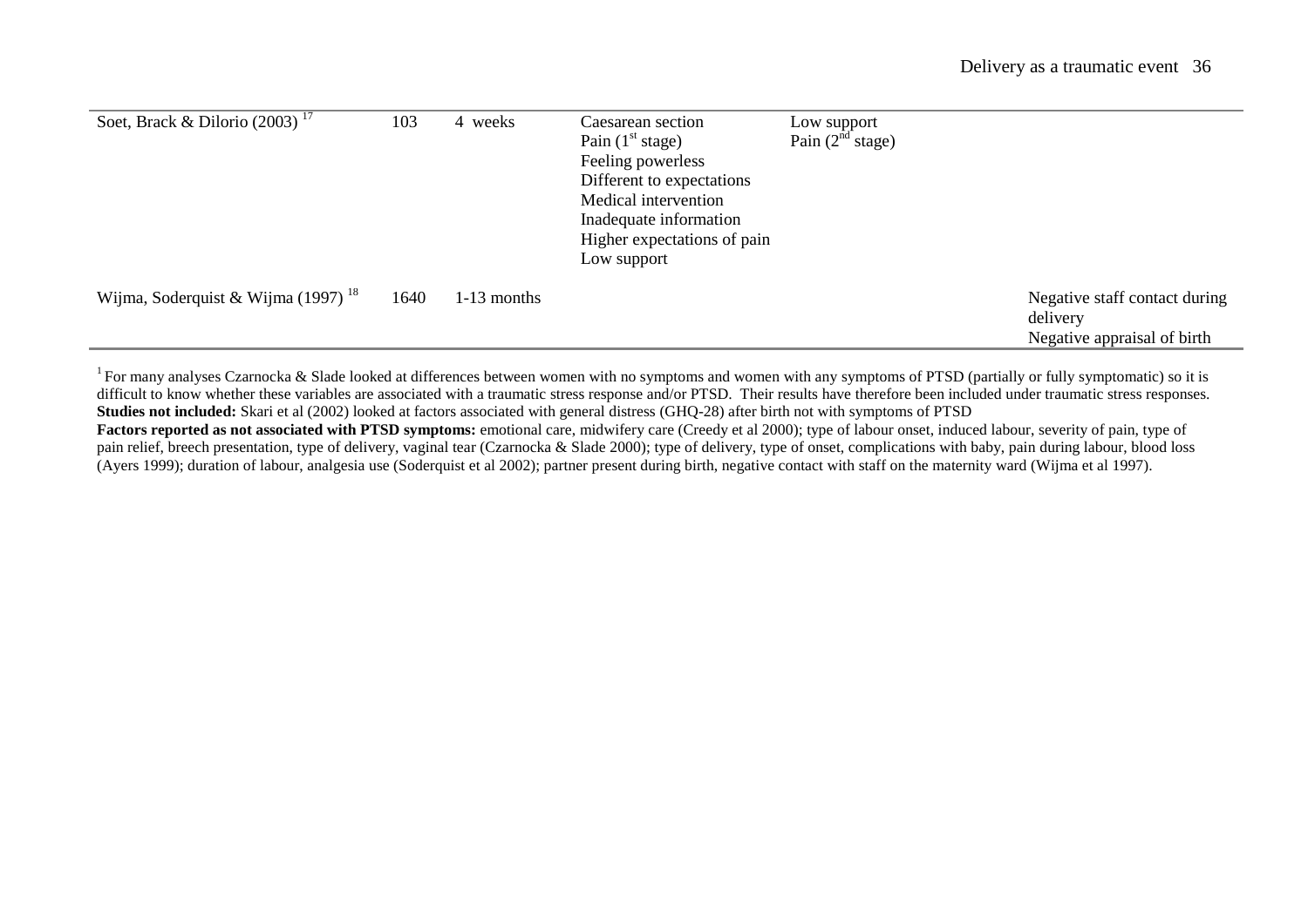| | | | | | |
|---|---|---|---|---|---|
| Soet, Brack & Dilorio (2003) [17] | 103 | 4 weeks | Caesarean section<br>Pain (1[st] stage)<br>Feeling powerless<br>Different to expectations<br>Medical intervention<br>Inadequate information<br>Higher expectations of pain<br>Low support | Low support<br>Pain (2[nd] stage) | |
| Wijma, Soderquist & Wijma (1997) [18] | 1640 | 1-13 months | | | Negative staff contact during delivery<br>Negative appraisal of birth |

[1] For many analyses Czarnocka & Slade looked at differences between women with no symptoms and women with any symptoms of PTSD (partially or fully symptomatic) so it is difficult to know whether these variables are associated with a traumatic stress response and/or PTSD. Their results have therefore been included under traumatic stress responses.
**Studies not included:** Skari et al (2002) looked at factors associated with general distress (GHQ-28) after birth not with symptoms of PTSD
**Factors reported as not associated with PTSD symptoms:** emotional care, midwifery care (Creedy et al 2000); type of labour onset, induced labour, severity of pain, type of pain relief, breech presentation, type of delivery, vaginal tear (Czarnocka & Slade 2000); type of delivery, type of onset, complications with baby, pain during labour, blood loss (Ayers 1999); duration of labour, analgesia use (Soderquist et al 2002); partner present during birth, negative contact with staff on the maternity ward (Wijma et al 1997).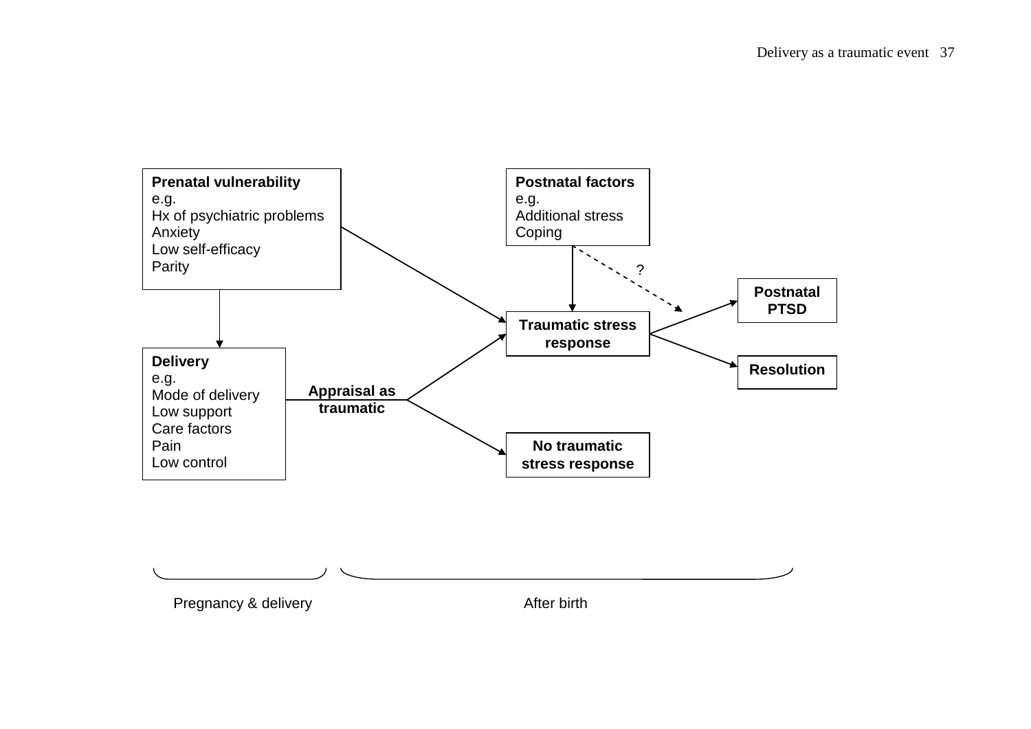**Prenatal vulnerability**
e.g.
Hx of psychiatric problems
Anxiety
Low self-efficacy
Parity

**Postnatal factors**
e.g.
Additional stress
Coping

?

**Postnatal PTSD**

**Traumatic stress response**

**Resolution**

**Delivery**
e.g.
Mode of delivery
Low support
Care factors
Pain
Low control

**Appraisal as traumatic**

**No traumatic stress response**

Pregnancy & delivery

After birth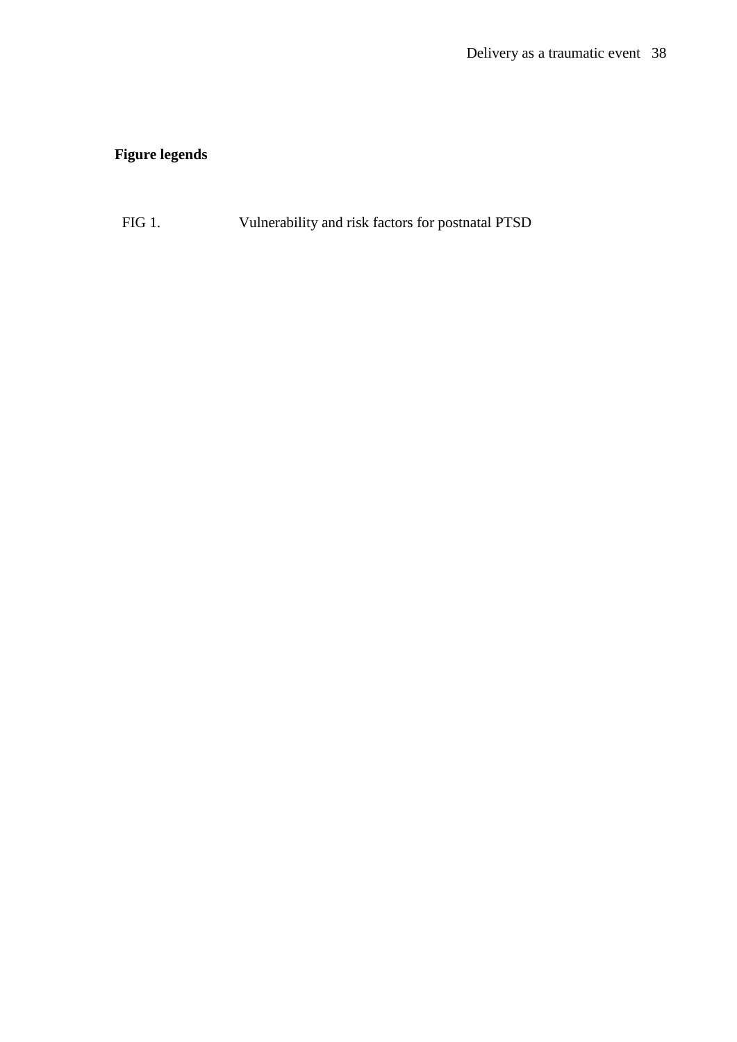**Figure legends**

FIG 1. Vulnerability and risk factors for postnatal PTSD